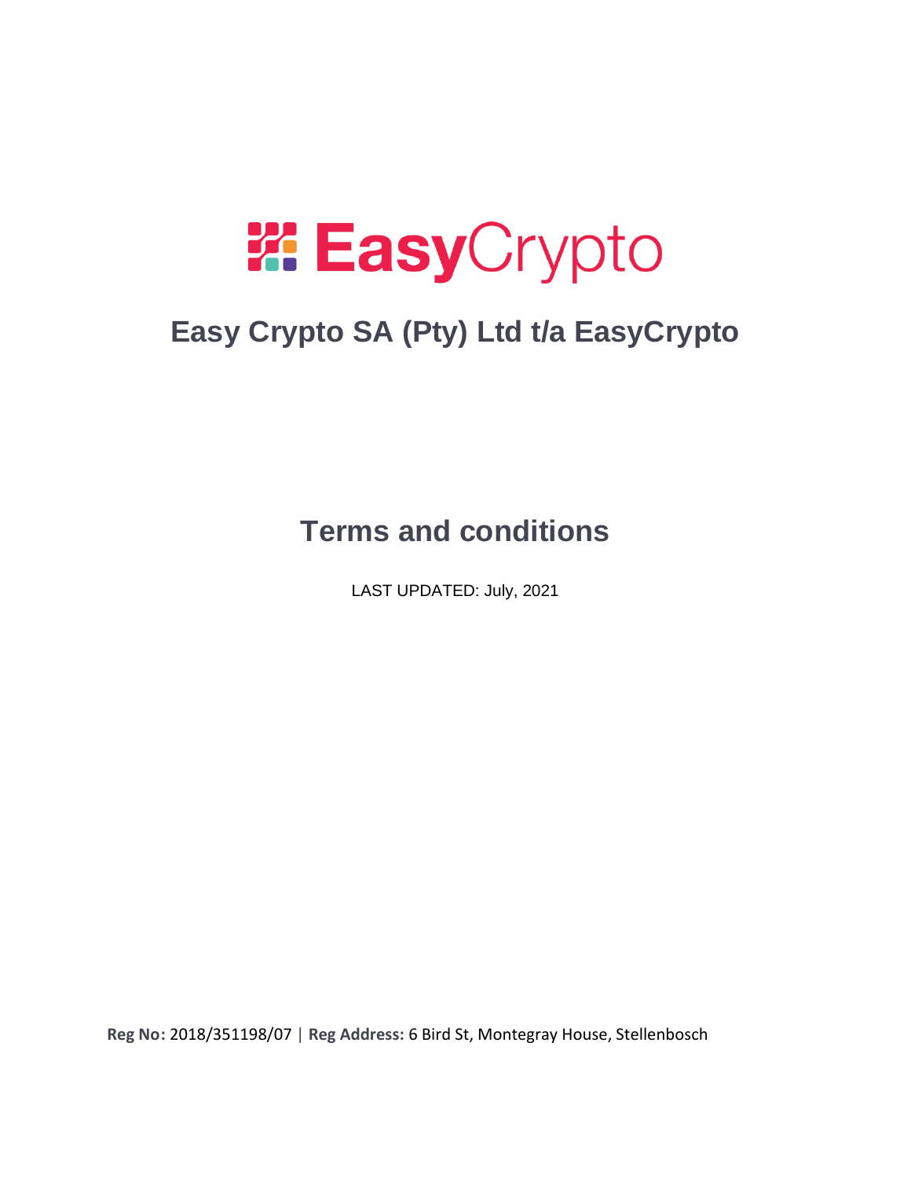# EasyCrypto

## Easy Crypto SA (Pty) Ltd t/a EasyCrypto

## Terms and conditions

LAST UPDATED: July, 2021

**Reg No:** 2018/351198/07 | **Reg Address:** 6 Bird St, Montegray House, Stellenbosch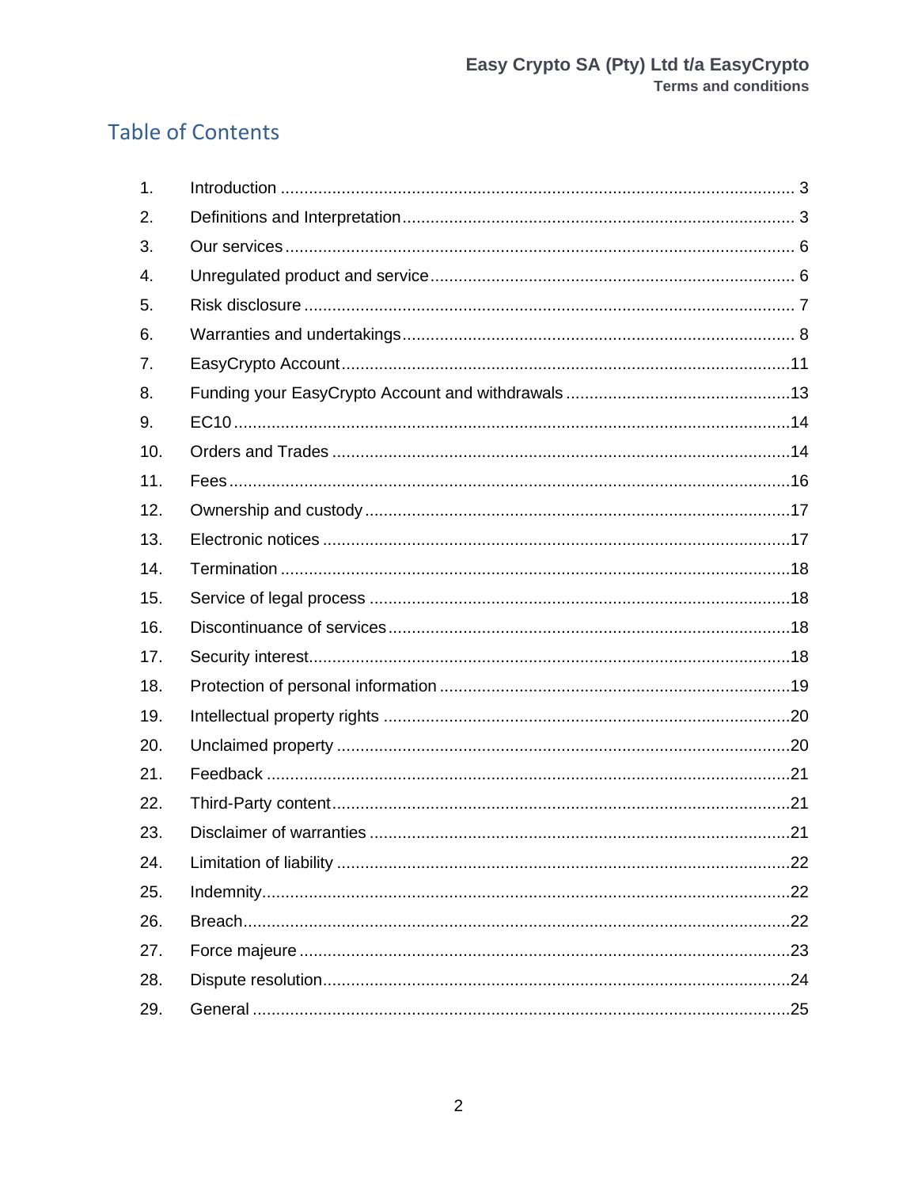# Table of Contents

| | | |
|---|---|---|
| 1. | Introduction | 3 |
| 2. | Definitions and Interpretation | 3 |
| 3. | Our services | 6 |
| 4. | Unregulated product and service | 6 |
| 5. | Risk disclosure | 7 |
| 6. | Warranties and undertakings | 8 |
| 7. | EasyCrypto Account | 11 |
| 8. | Funding your EasyCrypto Account and withdrawals | 13 |
| 9. | EC10 | 14 |
| 10. | Orders and Trades | 14 |
| 11. | Fees | 16 |
| 12. | Ownership and custody | 17 |
| 13. | Electronic notices | 17 |
| 14. | Termination | 18 |
| 15. | Service of legal process | 18 |
| 16. | Discontinuance of services | 18 |
| 17. | Security interest | 18 |
| 18. | Protection of personal information | 19 |
| 19. | Intellectual property rights | 20 |
| 20. | Unclaimed property | 20 |
| 21. | Feedback | 21 |
| 22. | Third-Party content | 21 |
| 23. | Disclaimer of warranties | 21 |
| 24. | Limitation of liability | 22 |
| 25. | Indemnity | 22 |
| 26. | Breach | 22 |
| 27. | Force majeure | 23 |
| 28. | Dispute resolution | 24 |
| 29. | General | 25 |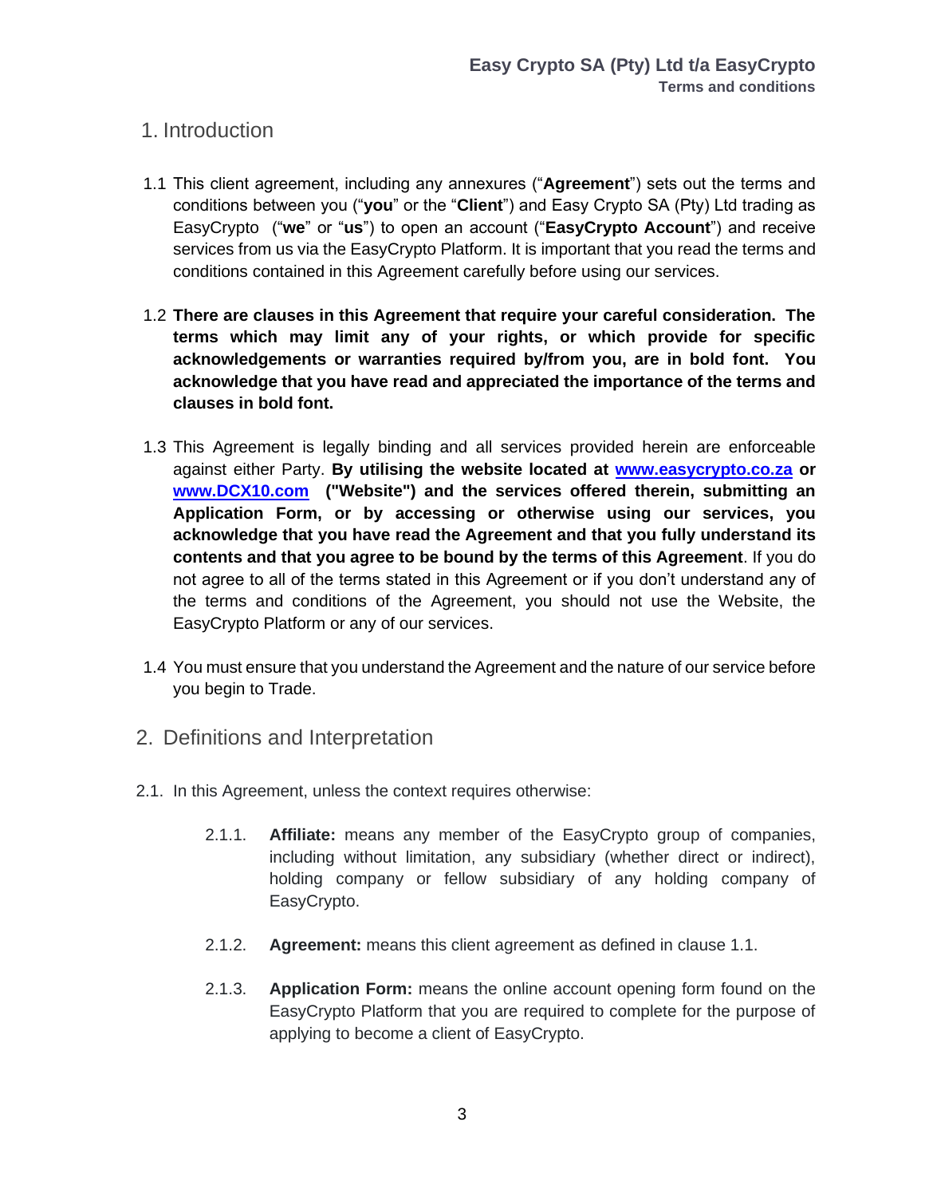## 1. Introduction

1.1 This client agreement, including any annexures ("**Agreement**") sets out the terms and conditions between you ("**you**" or the "**Client**") and Easy Crypto SA (Pty) Ltd trading as EasyCrypto ("**we**" or "**us**") to open an account ("**EasyCrypto Account**") and receive services from us via the EasyCrypto Platform. It is important that you read the terms and conditions contained in this Agreement carefully before using our services.

1.2 **There are clauses in this Agreement that require your careful consideration. The terms which may limit any of your rights, or which provide for specific acknowledgements or warranties required by/from you, are in bold font. You acknowledge that you have read and appreciated the importance of the terms and clauses in bold font.**

1.3 This Agreement is legally binding and all services provided herein are enforceable against either Party. **By utilising the website located at [www.easycrypto.co.za](http://www.easycrypto.co.za) or [www.DCX10.com](http://www.DCX10.com) ("Website") and the services offered therein, submitting an Application Form, or by accessing or otherwise using our services, you acknowledge that you have read the Agreement and that you fully understand its contents and that you agree to be bound by the terms of this Agreement**. If you do not agree to all of the terms stated in this Agreement or if you don't understand any of the terms and conditions of the Agreement, you should not use the Website, the EasyCrypto Platform or any of our services.

1.4 You must ensure that you understand the Agreement and the nature of our service before you begin to Trade.

## 2. Definitions and Interpretation

2.1. In this Agreement, unless the context requires otherwise:

2.1.1. **Affiliate:** means any member of the EasyCrypto group of companies, including without limitation, any subsidiary (whether direct or indirect), holding company or fellow subsidiary of any holding company of EasyCrypto.

2.1.2. **Agreement:** means this client agreement as defined in clause 1.1.

2.1.3. **Application Form:** means the online account opening form found on the EasyCrypto Platform that you are required to complete for the purpose of applying to become a client of EasyCrypto.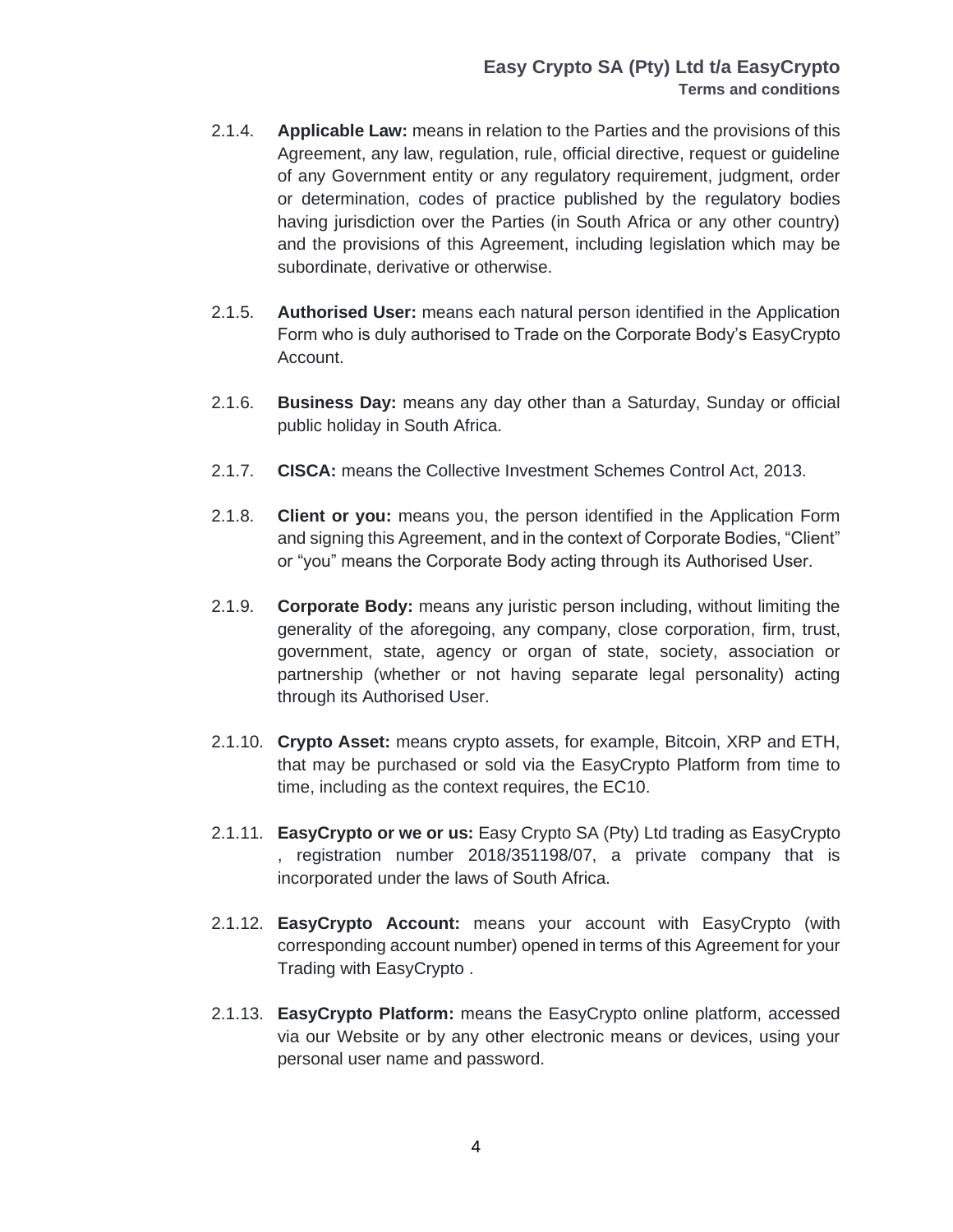2.1.4. **Applicable Law:** means in relation to the Parties and the provisions of this Agreement, any law, regulation, rule, official directive, request or guideline of any Government entity or any regulatory requirement, judgment, order or determination, codes of practice published by the regulatory bodies having jurisdiction over the Parties (in South Africa or any other country) and the provisions of this Agreement, including legislation which may be subordinate, derivative or otherwise.

2.1.5. **Authorised User:** means each natural person identified in the Application Form who is duly authorised to Trade on the Corporate Body's EasyCrypto Account.

2.1.6. **Business Day:** means any day other than a Saturday, Sunday or official public holiday in South Africa.

2.1.7. **CISCA:** means the Collective Investment Schemes Control Act, 2013.

2.1.8. **Client or you:** means you, the person identified in the Application Form and signing this Agreement, and in the context of Corporate Bodies, "Client" or "you" means the Corporate Body acting through its Authorised User.

2.1.9. **Corporate Body:** means any juristic person including, without limiting the generality of the aforegoing, any company, close corporation, firm, trust, government, state, agency or organ of state, society, association or partnership (whether or not having separate legal personality) acting through its Authorised User.

2.1.10. **Crypto Asset:** means crypto assets, for example, Bitcoin, XRP and ETH, that may be purchased or sold via the EasyCrypto Platform from time to time, including as the context requires, the EC10.

2.1.11. **EasyCrypto or we or us:** Easy Crypto SA (Pty) Ltd trading as EasyCrypto , registration number 2018/351198/07, a private company that is incorporated under the laws of South Africa.

2.1.12. **EasyCrypto Account:** means your account with EasyCrypto (with corresponding account number) opened in terms of this Agreement for your Trading with EasyCrypto .

2.1.13. **EasyCrypto Platform:** means the EasyCrypto online platform, accessed via our Website or by any other electronic means or devices, using your personal user name and password.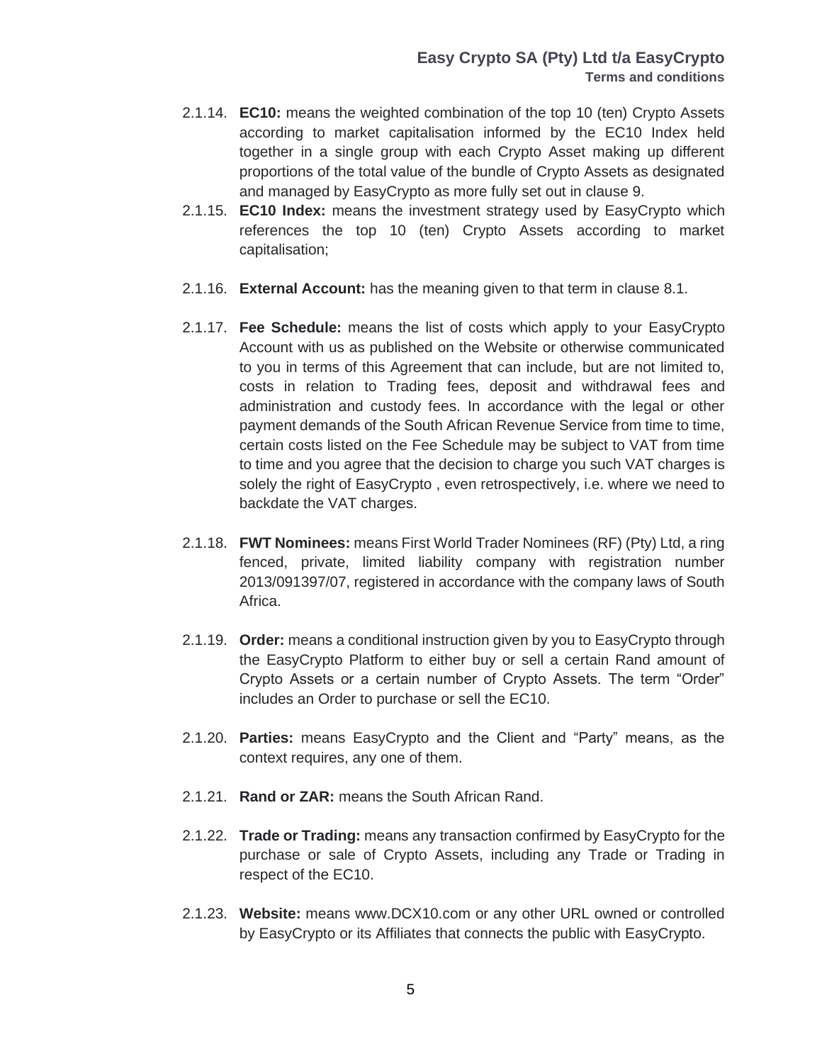2.1.14. **EC10:** means the weighted combination of the top 10 (ten) Crypto Assets according to market capitalisation informed by the EC10 Index held together in a single group with each Crypto Asset making up different proportions of the total value of the bundle of Crypto Assets as designated and managed by EasyCrypto as more fully set out in clause 9.

2.1.15. **EC10 Index:** means the investment strategy used by EasyCrypto which references the top 10 (ten) Crypto Assets according to market capitalisation;

2.1.16. **External Account:** has the meaning given to that term in clause 8.1.

2.1.17. **Fee Schedule:** means the list of costs which apply to your EasyCrypto Account with us as published on the Website or otherwise communicated to you in terms of this Agreement that can include, but are not limited to, costs in relation to Trading fees, deposit and withdrawal fees and administration and custody fees. In accordance with the legal or other payment demands of the South African Revenue Service from time to time, certain costs listed on the Fee Schedule may be subject to VAT from time to time and you agree that the decision to charge you such VAT charges is solely the right of EasyCrypto , even retrospectively, i.e. where we need to backdate the VAT charges.

2.1.18. **FWT Nominees:** means First World Trader Nominees (RF) (Pty) Ltd, a ring fenced, private, limited liability company with registration number 2013/091397/07, registered in accordance with the company laws of South Africa.

2.1.19. **Order:** means a conditional instruction given by you to EasyCrypto through the EasyCrypto Platform to either buy or sell a certain Rand amount of Crypto Assets or a certain number of Crypto Assets. The term "Order" includes an Order to purchase or sell the EC10.

2.1.20. **Parties:** means EasyCrypto and the Client and "Party" means, as the context requires, any one of them.

2.1.21. **Rand or ZAR:** means the South African Rand.

2.1.22. **Trade or Trading:** means any transaction confirmed by EasyCrypto for the purchase or sale of Crypto Assets, including any Trade or Trading in respect of the EC10.

2.1.23. **Website:** means www.DCX10.com or any other URL owned or controlled by EasyCrypto or its Affiliates that connects the public with EasyCrypto.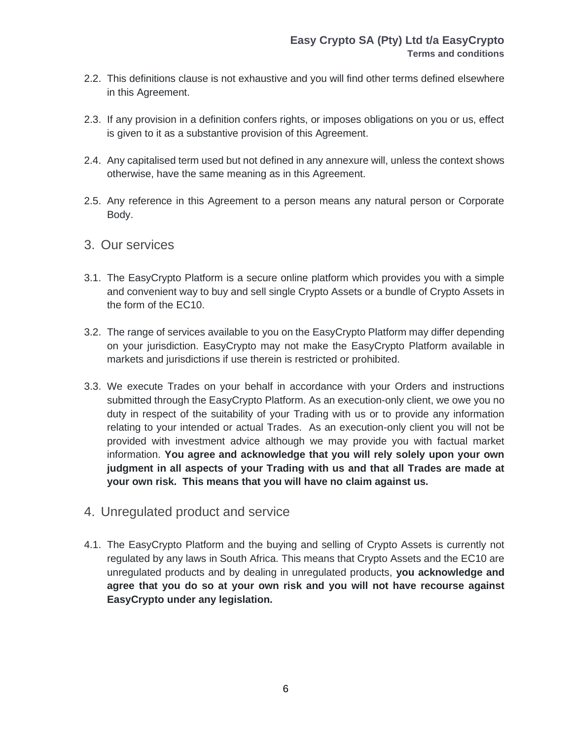2.2. This definitions clause is not exhaustive and you will find other terms defined elsewhere in this Agreement.

2.3. If any provision in a definition confers rights, or imposes obligations on you or us, effect is given to it as a substantive provision of this Agreement.

2.4. Any capitalised term used but not defined in any annexure will, unless the context shows otherwise, have the same meaning as in this Agreement.

2.5. Any reference in this Agreement to a person means any natural person or Corporate Body.

## 3. Our services

3.1. The EasyCrypto Platform is a secure online platform which provides you with a simple and convenient way to buy and sell single Crypto Assets or a bundle of Crypto Assets in the form of the EC10.

3.2. The range of services available to you on the EasyCrypto Platform may differ depending on your jurisdiction. EasyCrypto may not make the EasyCrypto Platform available in markets and jurisdictions if use therein is restricted or prohibited.

3.3. We execute Trades on your behalf in accordance with your Orders and instructions submitted through the EasyCrypto Platform. As an execution-only client, we owe you no duty in respect of the suitability of your Trading with us or to provide any information relating to your intended or actual Trades. As an execution-only client you will not be provided with investment advice although we may provide you with factual market information. **You agree and acknowledge that you will rely solely upon your own judgment in all aspects of your Trading with us and that all Trades are made at your own risk. This means that you will have no claim against us.**

## 4. Unregulated product and service

4.1. The EasyCrypto Platform and the buying and selling of Crypto Assets is currently not regulated by any laws in South Africa. This means that Crypto Assets and the EC10 are unregulated products and by dealing in unregulated products, **you acknowledge and agree that you do so at your own risk and you will not have recourse against EasyCrypto under any legislation.**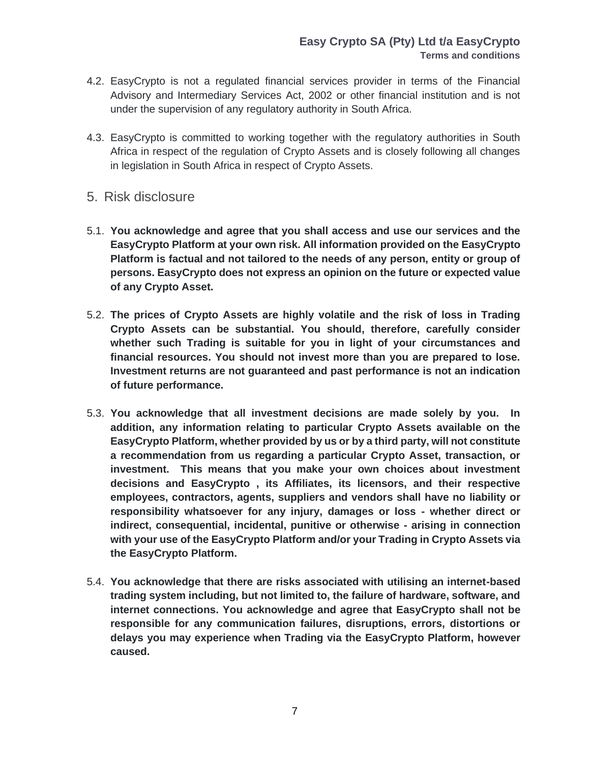4.2. EasyCrypto is not a regulated financial services provider in terms of the Financial Advisory and Intermediary Services Act, 2002 or other financial institution and is not under the supervision of any regulatory authority in South Africa.

4.3. EasyCrypto is committed to working together with the regulatory authorities in South Africa in respect of the regulation of Crypto Assets and is closely following all changes in legislation in South Africa in respect of Crypto Assets.

## 5. Risk disclosure

5.1. **You acknowledge and agree that you shall access and use our services and the EasyCrypto Platform at your own risk. All information provided on the EasyCrypto Platform is factual and not tailored to the needs of any person, entity or group of persons. EasyCrypto does not express an opinion on the future or expected value of any Crypto Asset.**

5.2. **The prices of Crypto Assets are highly volatile and the risk of loss in Trading Crypto Assets can be substantial. You should, therefore, carefully consider whether such Trading is suitable for you in light of your circumstances and financial resources. You should not invest more than you are prepared to lose. Investment returns are not guaranteed and past performance is not an indication of future performance.**

5.3. **You acknowledge that all investment decisions are made solely by you. In addition, any information relating to particular Crypto Assets available on the EasyCrypto Platform, whether provided by us or by a third party, will not constitute a recommendation from us regarding a particular Crypto Asset, transaction, or investment. This means that you make your own choices about investment decisions and EasyCrypto , its Affiliates, its licensors, and their respective employees, contractors, agents, suppliers and vendors shall have no liability or responsibility whatsoever for any injury, damages or loss - whether direct or indirect, consequential, incidental, punitive or otherwise - arising in connection with your use of the EasyCrypto Platform and/or your Trading in Crypto Assets via the EasyCrypto Platform.**

5.4. **You acknowledge that there are risks associated with utilising an internet-based trading system including, but not limited to, the failure of hardware, software, and internet connections. You acknowledge and agree that EasyCrypto shall not be responsible for any communication failures, disruptions, errors, distortions or delays you may experience when Trading via the EasyCrypto Platform, however caused.**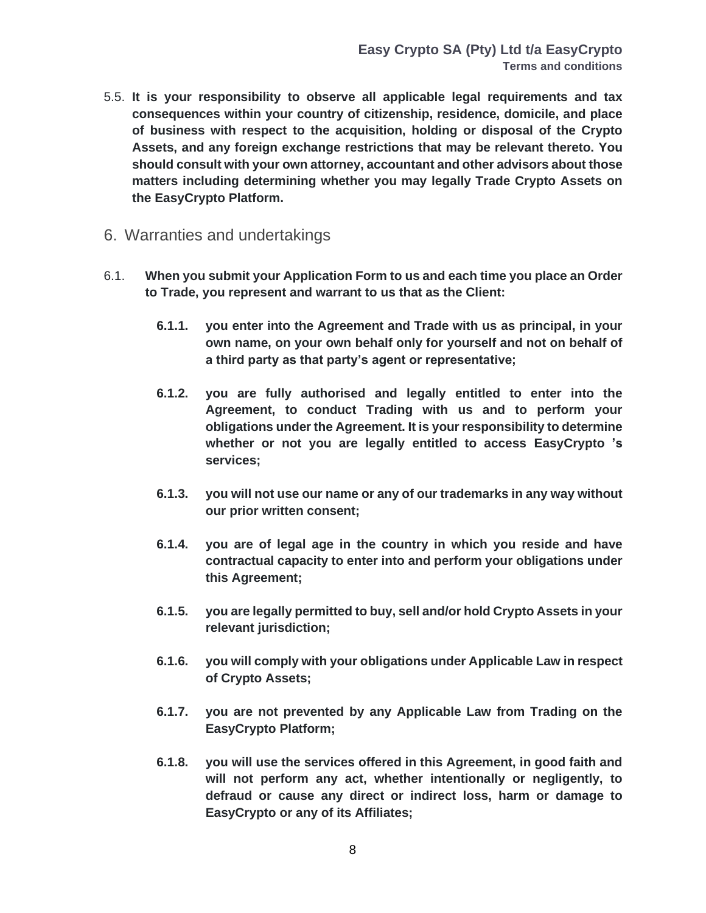5.5. **It is your responsibility to observe all applicable legal requirements and tax consequences within your country of citizenship, residence, domicile, and place of business with respect to the acquisition, holding or disposal of the Crypto Assets, and any foreign exchange restrictions that may be relevant thereto. You should consult with your own attorney, accountant and other advisors about those matters including determining whether you may legally Trade Crypto Assets on the EasyCrypto Platform.**

## 6. Warranties and undertakings

6.1. **When you submit your Application Form to us and each time you place an Order to Trade, you represent and warrant to us that as the Client:**

**6.1.1. you enter into the Agreement and Trade with us as principal, in your own name, on your own behalf only for yourself and not on behalf of a third party as that party's agent or representative;**

**6.1.2. you are fully authorised and legally entitled to enter into the Agreement, to conduct Trading with us and to perform your obligations under the Agreement. It is your responsibility to determine whether or not you are legally entitled to access EasyCrypto 's services;**

**6.1.3. you will not use our name or any of our trademarks in any way without our prior written consent;**

**6.1.4. you are of legal age in the country in which you reside and have contractual capacity to enter into and perform your obligations under this Agreement;**

**6.1.5. you are legally permitted to buy, sell and/or hold Crypto Assets in your relevant jurisdiction;**

**6.1.6. you will comply with your obligations under Applicable Law in respect of Crypto Assets;**

**6.1.7. you are not prevented by any Applicable Law from Trading on the EasyCrypto Platform;**

**6.1.8. you will use the services offered in this Agreement, in good faith and will not perform any act, whether intentionally or negligently, to defraud or cause any direct or indirect loss, harm or damage to EasyCrypto or any of its Affiliates;**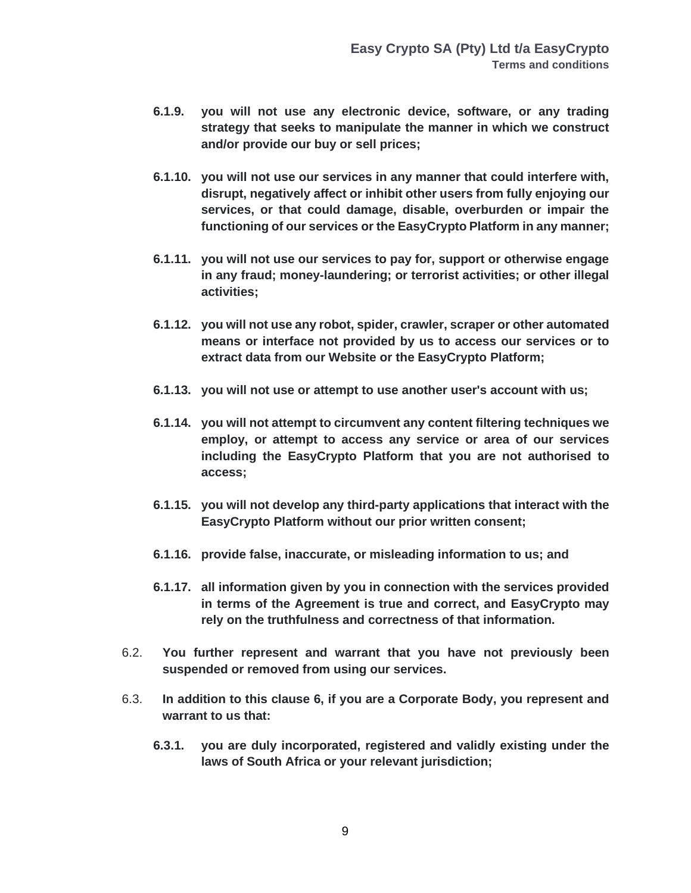**6.1.9. you will not use any electronic device, software, or any trading strategy that seeks to manipulate the manner in which we construct and/or provide our buy or sell prices;**

**6.1.10. you will not use our services in any manner that could interfere with, disrupt, negatively affect or inhibit other users from fully enjoying our services, or that could damage, disable, overburden or impair the functioning of our services or the EasyCrypto Platform in any manner;**

**6.1.11. you will not use our services to pay for, support or otherwise engage in any fraud; money-laundering; or terrorist activities; or other illegal activities;**

**6.1.12. you will not use any robot, spider, crawler, scraper or other automated means or interface not provided by us to access our services or to extract data from our Website or the EasyCrypto Platform;**

**6.1.13. you will not use or attempt to use another user's account with us;**

**6.1.14. you will not attempt to circumvent any content filtering techniques we employ, or attempt to access any service or area of our services including the EasyCrypto Platform that you are not authorised to access;**

**6.1.15. you will not develop any third-party applications that interact with the EasyCrypto Platform without our prior written consent;**

**6.1.16. provide false, inaccurate, or misleading information to us; and**

**6.1.17. all information given by you in connection with the services provided in terms of the Agreement is true and correct, and EasyCrypto may rely on the truthfulness and correctness of that information.**

6.2. **You further represent and warrant that you have not previously been suspended or removed from using our services.**

6.3. **In addition to this clause 6, if you are a Corporate Body, you represent and warrant to us that:**

**6.3.1. you are duly incorporated, registered and validly existing under the laws of South Africa or your relevant jurisdiction;**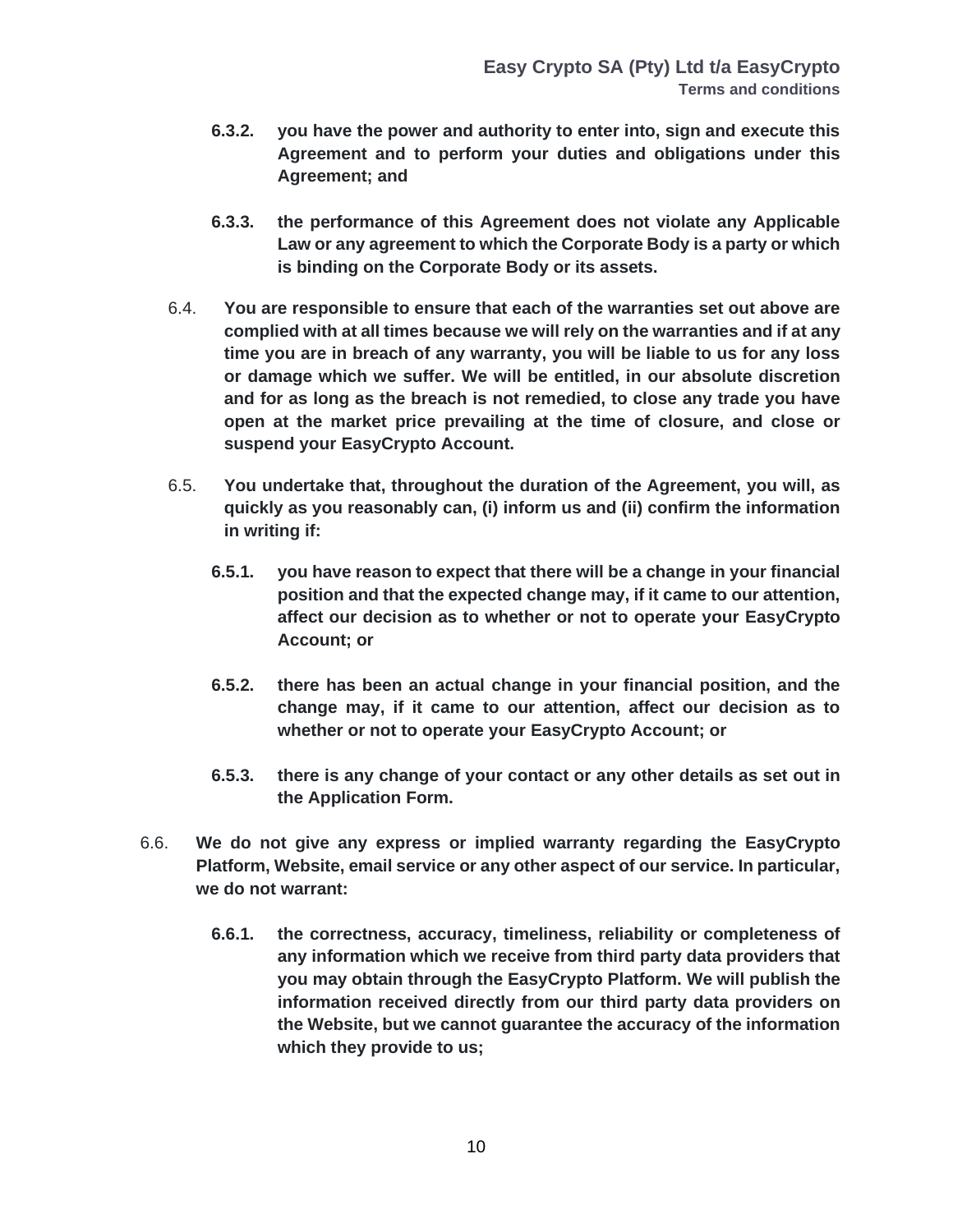**6.3.2. you have the power and authority to enter into, sign and execute this Agreement and to perform your duties and obligations under this Agreement; and**

**6.3.3. the performance of this Agreement does not violate any Applicable Law or any agreement to which the Corporate Body is a party or which is binding on the Corporate Body or its assets.**

6.4. **You are responsible to ensure that each of the warranties set out above are complied with at all times because we will rely on the warranties and if at any time you are in breach of any warranty, you will be liable to us for any loss or damage which we suffer. We will be entitled, in our absolute discretion and for as long as the breach is not remedied, to close any trade you have open at the market price prevailing at the time of closure, and close or suspend your EasyCrypto Account.**

6.5. **You undertake that, throughout the duration of the Agreement, you will, as quickly as you reasonably can, (i) inform us and (ii) confirm the information in writing if:**

**6.5.1. you have reason to expect that there will be a change in your financial position and that the expected change may, if it came to our attention, affect our decision as to whether or not to operate your EasyCrypto Account; or**

**6.5.2. there has been an actual change in your financial position, and the change may, if it came to our attention, affect our decision as to whether or not to operate your EasyCrypto Account; or**

**6.5.3. there is any change of your contact or any other details as set out in the Application Form.**

6.6. **We do not give any express or implied warranty regarding the EasyCrypto Platform, Website, email service or any other aspect of our service. In particular, we do not warrant:**

**6.6.1. the correctness, accuracy, timeliness, reliability or completeness of any information which we receive from third party data providers that you may obtain through the EasyCrypto Platform. We will publish the information received directly from our third party data providers on the Website, but we cannot guarantee the accuracy of the information which they provide to us;**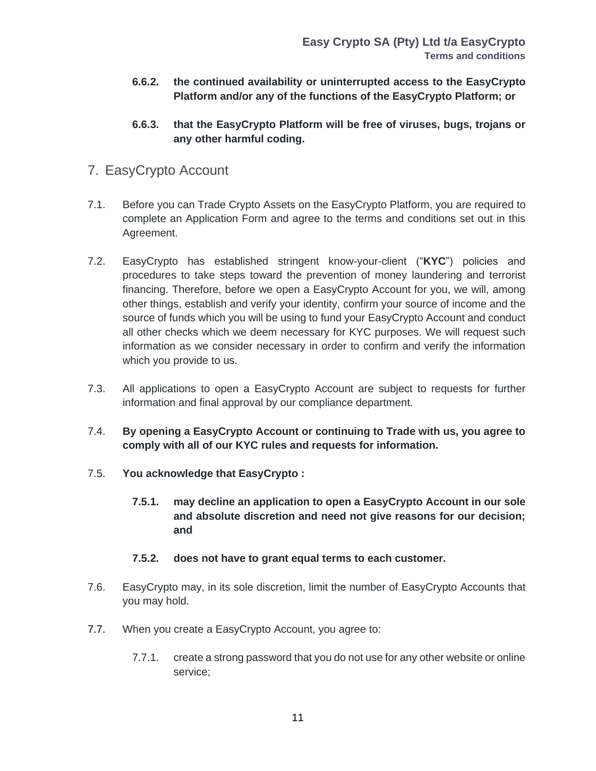**6.6.2. the continued availability or uninterrupted access to the EasyCrypto Platform and/or any of the functions of the EasyCrypto Platform; or**

**6.6.3. that the EasyCrypto Platform will be free of viruses, bugs, trojans or any other harmful coding.**

## 7. EasyCrypto Account

7.1. Before you can Trade Crypto Assets on the EasyCrypto Platform, you are required to complete an Application Form and agree to the terms and conditions set out in this Agreement.

7.2. EasyCrypto has established stringent know-your-client ("**KYC**") policies and procedures to take steps toward the prevention of money laundering and terrorist financing. Therefore, before we open a EasyCrypto Account for you, we will, among other things, establish and verify your identity, confirm your source of income and the source of funds which you will be using to fund your EasyCrypto Account and conduct all other checks which we deem necessary for KYC purposes. We will request such information as we consider necessary in order to confirm and verify the information which you provide to us.

7.3. All applications to open a EasyCrypto Account are subject to requests for further information and final approval by our compliance department.

7.4. **By opening a EasyCrypto Account or continuing to Trade with us, you agree to comply with all of our KYC rules and requests for information.**

7.5. **You acknowledge that EasyCrypto :**

**7.5.1. may decline an application to open a EasyCrypto Account in our sole and absolute discretion and need not give reasons for our decision; and**

**7.5.2. does not have to grant equal terms to each customer.**

7.6. EasyCrypto may, in its sole discretion, limit the number of EasyCrypto Accounts that you may hold.

7.7. When you create a EasyCrypto Account, you agree to:

7.7.1. create a strong password that you do not use for any other website or online service;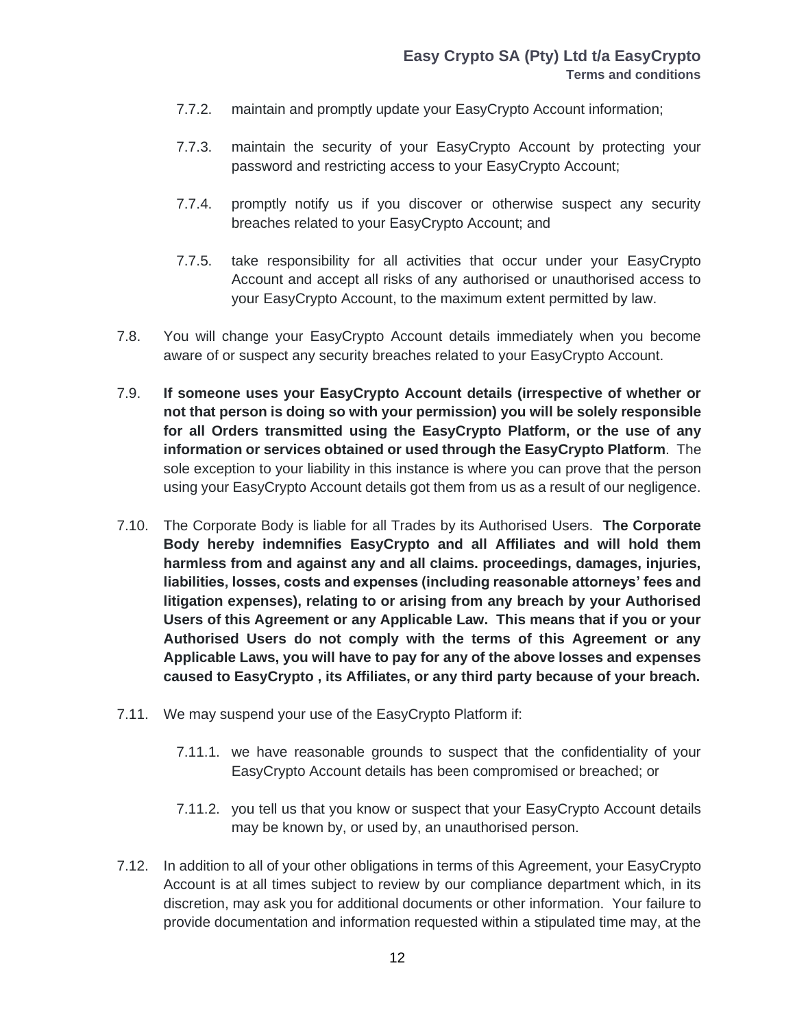7.7.2. maintain and promptly update your EasyCrypto Account information;

7.7.3. maintain the security of your EasyCrypto Account by protecting your password and restricting access to your EasyCrypto Account;

7.7.4. promptly notify us if you discover or otherwise suspect any security breaches related to your EasyCrypto Account; and

7.7.5. take responsibility for all activities that occur under your EasyCrypto Account and accept all risks of any authorised or unauthorised access to your EasyCrypto Account, to the maximum extent permitted by law.

7.8. You will change your EasyCrypto Account details immediately when you become aware of or suspect any security breaches related to your EasyCrypto Account.

7.9. **If someone uses your EasyCrypto Account details (irrespective of whether or not that person is doing so with your permission) you will be solely responsible for all Orders transmitted using the EasyCrypto Platform, or the use of any information or services obtained or used through the EasyCrypto Platform**. The sole exception to your liability in this instance is where you can prove that the person using your EasyCrypto Account details got them from us as a result of our negligence.

7.10. The Corporate Body is liable for all Trades by its Authorised Users. **The Corporate Body hereby indemnifies EasyCrypto and all Affiliates and will hold them harmless from and against any and all claims. proceedings, damages, injuries, liabilities, losses, costs and expenses (including reasonable attorneys' fees and litigation expenses), relating to or arising from any breach by your Authorised Users of this Agreement or any Applicable Law. This means that if you or your Authorised Users do not comply with the terms of this Agreement or any Applicable Laws, you will have to pay for any of the above losses and expenses caused to EasyCrypto , its Affiliates, or any third party because of your breach.**

7.11. We may suspend your use of the EasyCrypto Platform if:

7.11.1. we have reasonable grounds to suspect that the confidentiality of your EasyCrypto Account details has been compromised or breached; or

7.11.2. you tell us that you know or suspect that your EasyCrypto Account details may be known by, or used by, an unauthorised person.

7.12. In addition to all of your other obligations in terms of this Agreement, your EasyCrypto Account is at all times subject to review by our compliance department which, in its discretion, may ask you for additional documents or other information. Your failure to provide documentation and information requested within a stipulated time may, at the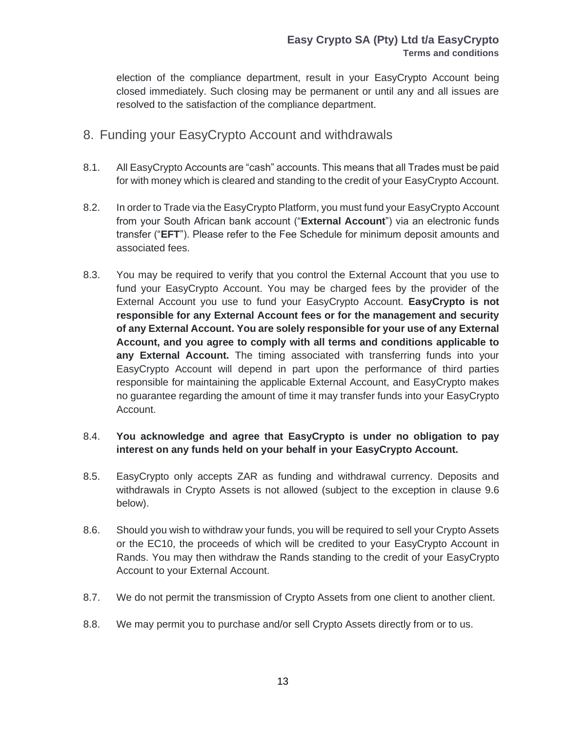election of the compliance department, result in your EasyCrypto Account being closed immediately. Such closing may be permanent or until any and all issues are resolved to the satisfaction of the compliance department.

## 8. Funding your EasyCrypto Account and withdrawals

8.1. All EasyCrypto Accounts are "cash" accounts. This means that all Trades must be paid for with money which is cleared and standing to the credit of your EasyCrypto Account.

8.2. In order to Trade via the EasyCrypto Platform, you must fund your EasyCrypto Account from your South African bank account ("**External Account**") via an electronic funds transfer ("**EFT**"). Please refer to the Fee Schedule for minimum deposit amounts and associated fees.

8.3. You may be required to verify that you control the External Account that you use to fund your EasyCrypto Account. You may be charged fees by the provider of the External Account you use to fund your EasyCrypto Account. **EasyCrypto is not responsible for any External Account fees or for the management and security of any External Account. You are solely responsible for your use of any External Account, and you agree to comply with all terms and conditions applicable to any External Account.** The timing associated with transferring funds into your EasyCrypto Account will depend in part upon the performance of third parties responsible for maintaining the applicable External Account, and EasyCrypto makes no guarantee regarding the amount of time it may transfer funds into your EasyCrypto Account.

8.4. **You acknowledge and agree that EasyCrypto is under no obligation to pay interest on any funds held on your behalf in your EasyCrypto Account.**

8.5. EasyCrypto only accepts ZAR as funding and withdrawal currency. Deposits and withdrawals in Crypto Assets is not allowed (subject to the exception in clause 9.6 below).

8.6. Should you wish to withdraw your funds, you will be required to sell your Crypto Assets or the EC10, the proceeds of which will be credited to your EasyCrypto Account in Rands. You may then withdraw the Rands standing to the credit of your EasyCrypto Account to your External Account.

8.7. We do not permit the transmission of Crypto Assets from one client to another client.

8.8. We may permit you to purchase and/or sell Crypto Assets directly from or to us.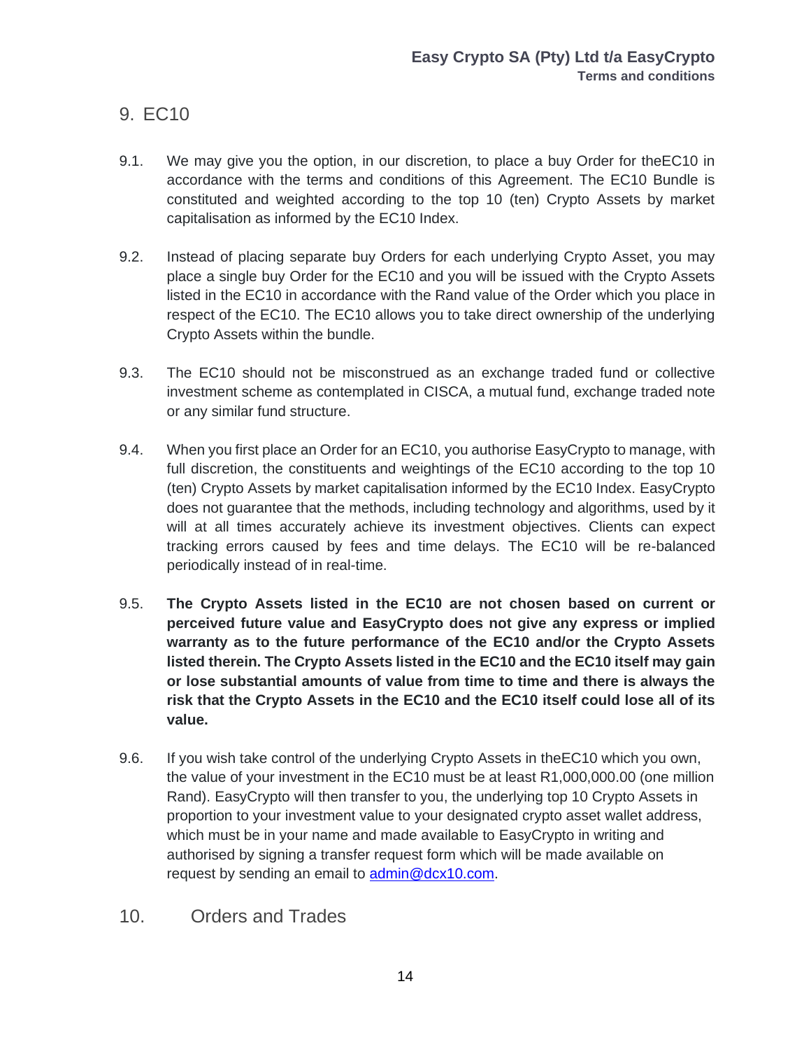## 9. EC10

9.1. We may give you the option, in our discretion, to place a buy Order for theEC10 in accordance with the terms and conditions of this Agreement. The EC10 Bundle is constituted and weighted according to the top 10 (ten) Crypto Assets by market capitalisation as informed by the EC10 Index.

9.2. Instead of placing separate buy Orders for each underlying Crypto Asset, you may place a single buy Order for the EC10 and you will be issued with the Crypto Assets listed in the EC10 in accordance with the Rand value of the Order which you place in respect of the EC10. The EC10 allows you to take direct ownership of the underlying Crypto Assets within the bundle.

9.3. The EC10 should not be misconstrued as an exchange traded fund or collective investment scheme as contemplated in CISCA, a mutual fund, exchange traded note or any similar fund structure.

9.4. When you first place an Order for an EC10, you authorise EasyCrypto to manage, with full discretion, the constituents and weightings of the EC10 according to the top 10 (ten) Crypto Assets by market capitalisation informed by the EC10 Index. EasyCrypto does not guarantee that the methods, including technology and algorithms, used by it will at all times accurately achieve its investment objectives. Clients can expect tracking errors caused by fees and time delays. The EC10 will be re-balanced periodically instead of in real-time.

9.5. **The Crypto Assets listed in the EC10 are not chosen based on current or perceived future value and EasyCrypto does not give any express or implied warranty as to the future performance of the EC10 and/or the Crypto Assets listed therein. The Crypto Assets listed in the EC10 and the EC10 itself may gain or lose substantial amounts of value from time to time and there is always the risk that the Crypto Assets in the EC10 and the EC10 itself could lose all of its value.**

9.6. If you wish take control of the underlying Crypto Assets in theEC10 which you own, the value of your investment in the EC10 must be at least R1,000,000.00 (one million Rand). EasyCrypto will then transfer to you, the underlying top 10 Crypto Assets in proportion to your investment value to your designated crypto asset wallet address, which must be in your name and made available to EasyCrypto in writing and authorised by signing a transfer request form which will be made available on request by sending an email to admin@dcx10.com.

## 10. Orders and Trades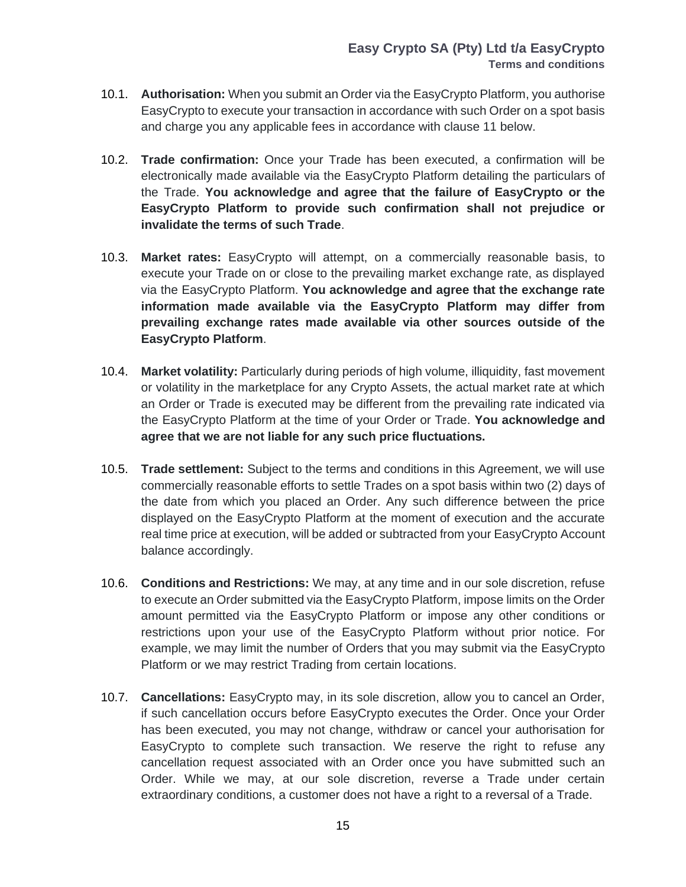10.1. **Authorisation:** When you submit an Order via the EasyCrypto Platform, you authorise EasyCrypto to execute your transaction in accordance with such Order on a spot basis and charge you any applicable fees in accordance with clause 11 below.

10.2. **Trade confirmation:** Once your Trade has been executed, a confirmation will be electronically made available via the EasyCrypto Platform detailing the particulars of the Trade. **You acknowledge and agree that the failure of EasyCrypto or the EasyCrypto Platform to provide such confirmation shall not prejudice or invalidate the terms of such Trade**.

10.3. **Market rates:** EasyCrypto will attempt, on a commercially reasonable basis, to execute your Trade on or close to the prevailing market exchange rate, as displayed via the EasyCrypto Platform. **You acknowledge and agree that the exchange rate information made available via the EasyCrypto Platform may differ from prevailing exchange rates made available via other sources outside of the EasyCrypto Platform**.

10.4. **Market volatility:** Particularly during periods of high volume, illiquidity, fast movement or volatility in the marketplace for any Crypto Assets, the actual market rate at which an Order or Trade is executed may be different from the prevailing rate indicated via the EasyCrypto Platform at the time of your Order or Trade. **You acknowledge and agree that we are not liable for any such price fluctuations.**

10.5. **Trade settlement:** Subject to the terms and conditions in this Agreement, we will use commercially reasonable efforts to settle Trades on a spot basis within two (2) days of the date from which you placed an Order. Any such difference between the price displayed on the EasyCrypto Platform at the moment of execution and the accurate real time price at execution, will be added or subtracted from your EasyCrypto Account balance accordingly.

10.6. **Conditions and Restrictions:** We may, at any time and in our sole discretion, refuse to execute an Order submitted via the EasyCrypto Platform, impose limits on the Order amount permitted via the EasyCrypto Platform or impose any other conditions or restrictions upon your use of the EasyCrypto Platform without prior notice. For example, we may limit the number of Orders that you may submit via the EasyCrypto Platform or we may restrict Trading from certain locations.

10.7. **Cancellations:** EasyCrypto may, in its sole discretion, allow you to cancel an Order, if such cancellation occurs before EasyCrypto executes the Order. Once your Order has been executed, you may not change, withdraw or cancel your authorisation for EasyCrypto to complete such transaction. We reserve the right to refuse any cancellation request associated with an Order once you have submitted such an Order. While we may, at our sole discretion, reverse a Trade under certain extraordinary conditions, a customer does not have a right to a reversal of a Trade.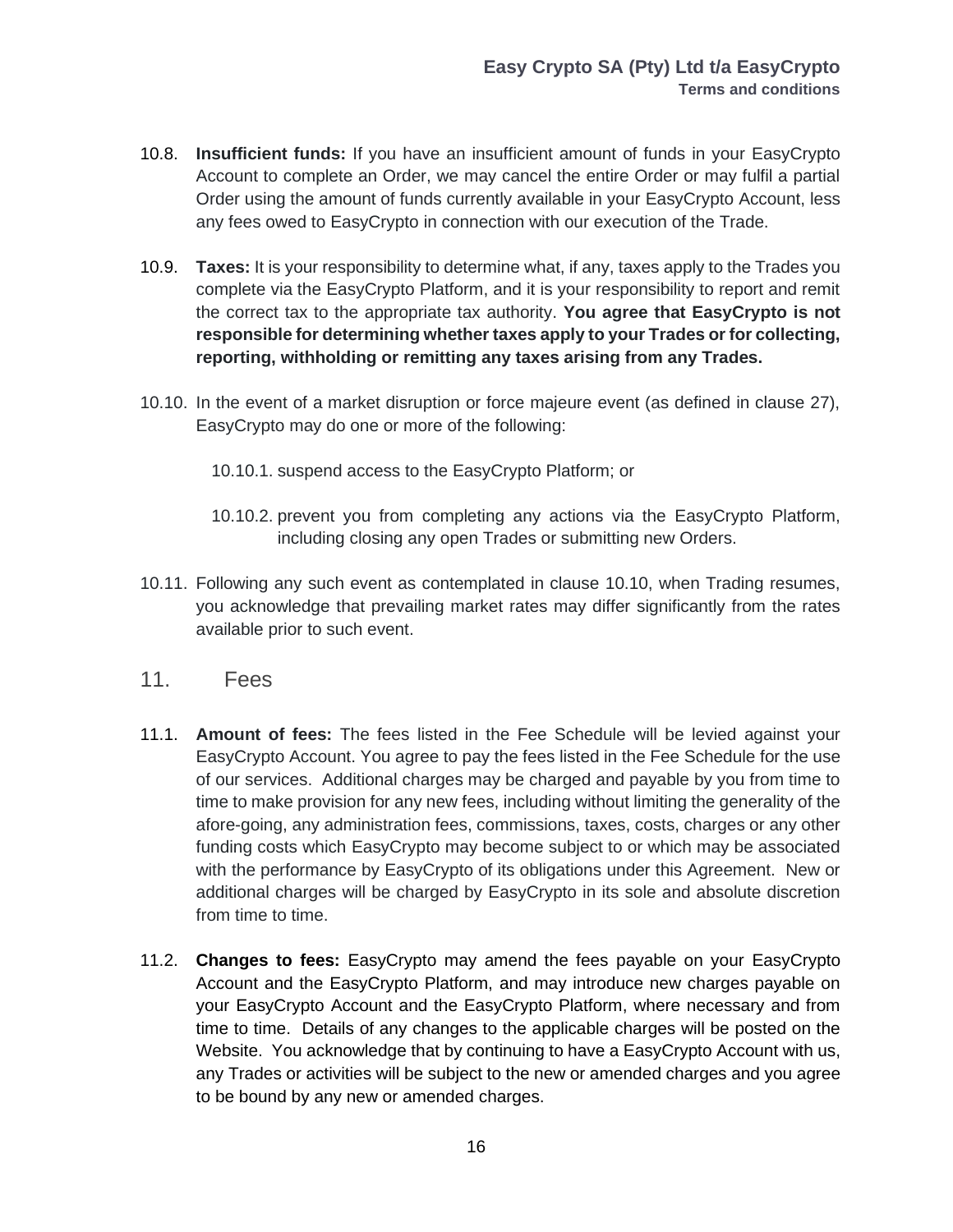10.8. **Insufficient funds:** If you have an insufficient amount of funds in your EasyCrypto Account to complete an Order, we may cancel the entire Order or may fulfil a partial Order using the amount of funds currently available in your EasyCrypto Account, less any fees owed to EasyCrypto in connection with our execution of the Trade.

10.9. **Taxes:** It is your responsibility to determine what, if any, taxes apply to the Trades you complete via the EasyCrypto Platform, and it is your responsibility to report and remit the correct tax to the appropriate tax authority. **You agree that EasyCrypto is not responsible for determining whether taxes apply to your Trades or for collecting, reporting, withholding or remitting any taxes arising from any Trades.**

10.10. In the event of a market disruption or force majeure event (as defined in clause 27), EasyCrypto may do one or more of the following:

   10.10.1. suspend access to the EasyCrypto Platform; or

   10.10.2. prevent you from completing any actions via the EasyCrypto Platform, including closing any open Trades or submitting new Orders.

10.11. Following any such event as contemplated in clause 10.10, when Trading resumes, you acknowledge that prevailing market rates may differ significantly from the rates available prior to such event.

## 11. Fees

11.1. **Amount of fees:** The fees listed in the Fee Schedule will be levied against your EasyCrypto Account. You agree to pay the fees listed in the Fee Schedule for the use of our services. Additional charges may be charged and payable by you from time to time to make provision for any new fees, including without limiting the generality of the afore-going, any administration fees, commissions, taxes, costs, charges or any other funding costs which EasyCrypto may become subject to or which may be associated with the performance by EasyCrypto of its obligations under this Agreement. New or additional charges will be charged by EasyCrypto in its sole and absolute discretion from time to time.

11.2. **Changes to fees:** EasyCrypto may amend the fees payable on your EasyCrypto Account and the EasyCrypto Platform, and may introduce new charges payable on your EasyCrypto Account and the EasyCrypto Platform, where necessary and from time to time. Details of any changes to the applicable charges will be posted on the Website. You acknowledge that by continuing to have a EasyCrypto Account with us, any Trades or activities will be subject to the new or amended charges and you agree to be bound by any new or amended charges.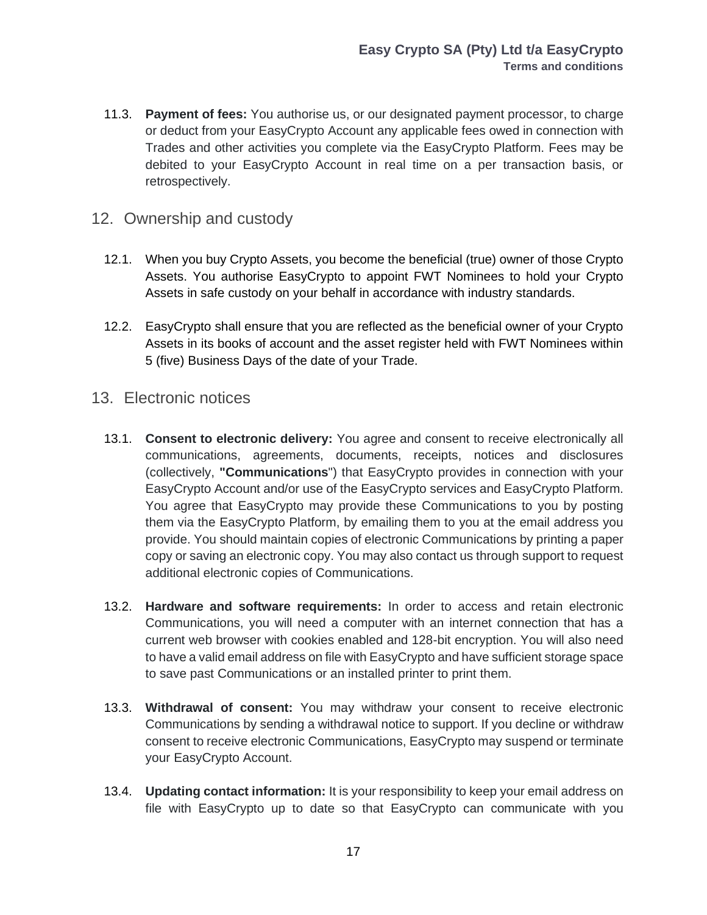11.3. **Payment of fees:** You authorise us, or our designated payment processor, to charge or deduct from your EasyCrypto Account any applicable fees owed in connection with Trades and other activities you complete via the EasyCrypto Platform. Fees may be debited to your EasyCrypto Account in real time on a per transaction basis, or retrospectively.

## 12. Ownership and custody

12.1. When you buy Crypto Assets, you become the beneficial (true) owner of those Crypto Assets. You authorise EasyCrypto to appoint FWT Nominees to hold your Crypto Assets in safe custody on your behalf in accordance with industry standards.

12.2. EasyCrypto shall ensure that you are reflected as the beneficial owner of your Crypto Assets in its books of account and the asset register held with FWT Nominees within 5 (five) Business Days of the date of your Trade.

## 13. Electronic notices

13.1. **Consent to electronic delivery:** You agree and consent to receive electronically all communications, agreements, documents, receipts, notices and disclosures (collectively, **"Communications**") that EasyCrypto provides in connection with your EasyCrypto Account and/or use of the EasyCrypto services and EasyCrypto Platform. You agree that EasyCrypto may provide these Communications to you by posting them via the EasyCrypto Platform, by emailing them to you at the email address you provide. You should maintain copies of electronic Communications by printing a paper copy or saving an electronic copy. You may also contact us through support to request additional electronic copies of Communications.

13.2. **Hardware and software requirements:** In order to access and retain electronic Communications, you will need a computer with an internet connection that has a current web browser with cookies enabled and 128-bit encryption. You will also need to have a valid email address on file with EasyCrypto and have sufficient storage space to save past Communications or an installed printer to print them.

13.3. **Withdrawal of consent:** You may withdraw your consent to receive electronic Communications by sending a withdrawal notice to support. If you decline or withdraw consent to receive electronic Communications, EasyCrypto may suspend or terminate your EasyCrypto Account.

13.4. **Updating contact information:** It is your responsibility to keep your email address on file with EasyCrypto up to date so that EasyCrypto can communicate with you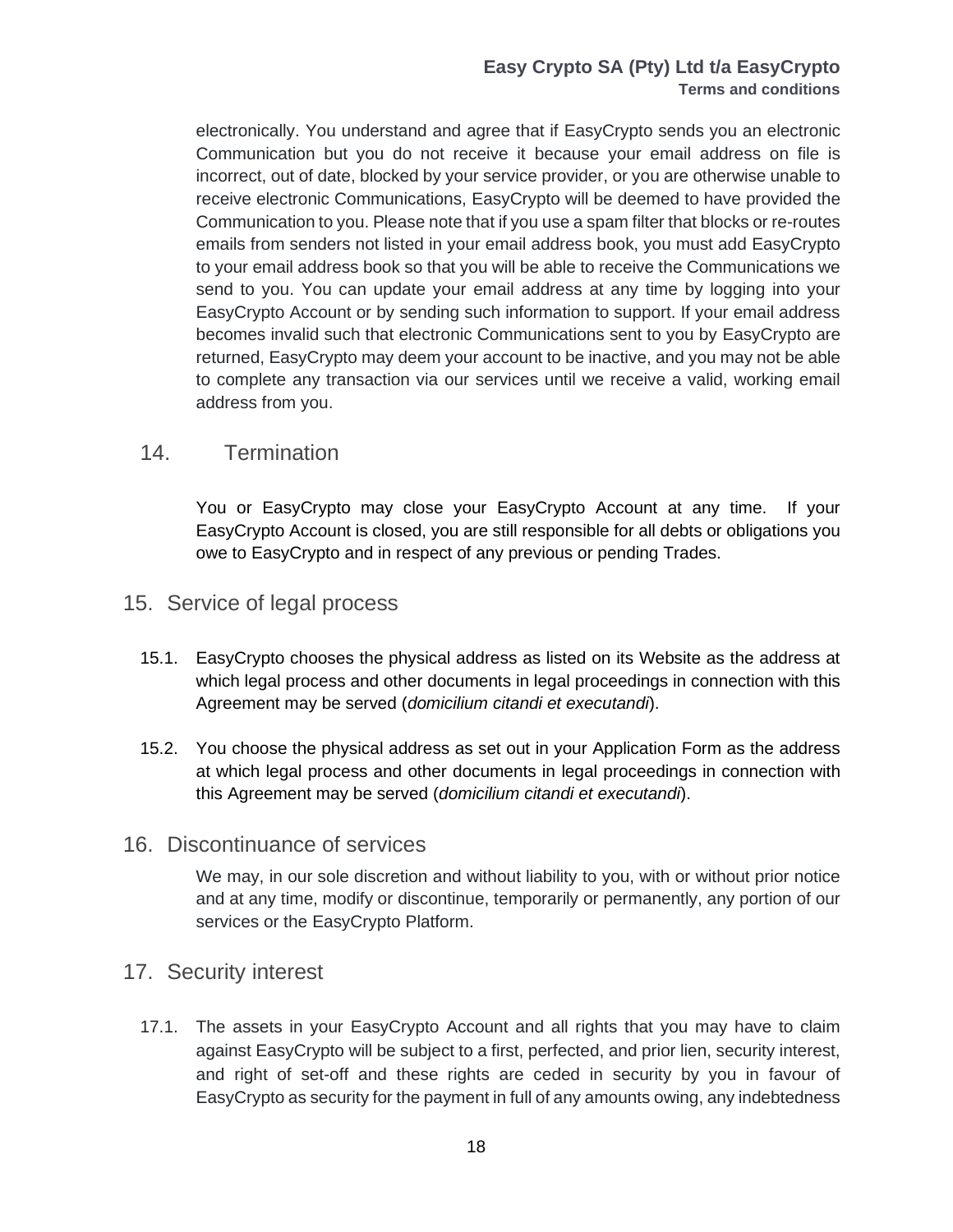electronically. You understand and agree that if EasyCrypto sends you an electronic Communication but you do not receive it because your email address on file is incorrect, out of date, blocked by your service provider, or you are otherwise unable to receive electronic Communications, EasyCrypto will be deemed to have provided the Communication to you. Please note that if you use a spam filter that blocks or re-routes emails from senders not listed in your email address book, you must add EasyCrypto to your email address book so that you will be able to receive the Communications we send to you. You can update your email address at any time by logging into your EasyCrypto Account or by sending such information to support. If your email address becomes invalid such that electronic Communications sent to you by EasyCrypto are returned, EasyCrypto may deem your account to be inactive, and you may not be able to complete any transaction via our services until we receive a valid, working email address from you.

## 14. Termination

You or EasyCrypto may close your EasyCrypto Account at any time. If your EasyCrypto Account is closed, you are still responsible for all debts or obligations you owe to EasyCrypto and in respect of any previous or pending Trades.

## 15. Service of legal process

15.1. EasyCrypto chooses the physical address as listed on its Website as the address at which legal process and other documents in legal proceedings in connection with this Agreement may be served (*domicilium citandi et executandi*).

15.2. You choose the physical address as set out in your Application Form as the address at which legal process and other documents in legal proceedings in connection with this Agreement may be served (*domicilium citandi et executandi*).

## 16. Discontinuance of services

We may, in our sole discretion and without liability to you, with or without prior notice and at any time, modify or discontinue, temporarily or permanently, any portion of our services or the EasyCrypto Platform.

## 17. Security interest

17.1. The assets in your EasyCrypto Account and all rights that you may have to claim against EasyCrypto will be subject to a first, perfected, and prior lien, security interest, and right of set-off and these rights are ceded in security by you in favour of EasyCrypto as security for the payment in full of any amounts owing, any indebtedness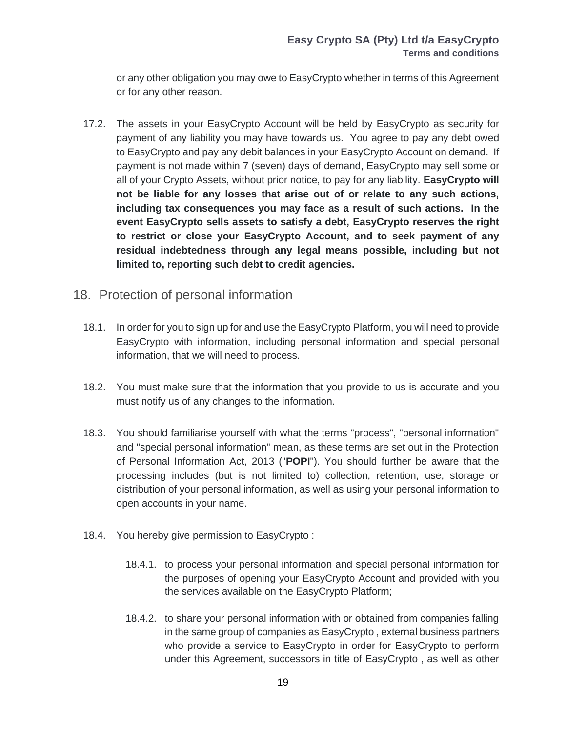or any other obligation you may owe to EasyCrypto whether in terms of this Agreement or for any other reason.

17.2. The assets in your EasyCrypto Account will be held by EasyCrypto as security for payment of any liability you may have towards us. You agree to pay any debt owed to EasyCrypto and pay any debit balances in your EasyCrypto Account on demand. If payment is not made within 7 (seven) days of demand, EasyCrypto may sell some or all of your Crypto Assets, without prior notice, to pay for any liability. **EasyCrypto will not be liable for any losses that arise out of or relate to any such actions, including tax consequences you may face as a result of such actions. In the event EasyCrypto sells assets to satisfy a debt, EasyCrypto reserves the right to restrict or close your EasyCrypto Account, and to seek payment of any residual indebtedness through any legal means possible, including but not limited to, reporting such debt to credit agencies.**

## 18. Protection of personal information

18.1. In order for you to sign up for and use the EasyCrypto Platform, you will need to provide EasyCrypto with information, including personal information and special personal information, that we will need to process.

18.2. You must make sure that the information that you provide to us is accurate and you must notify us of any changes to the information.

18.3. You should familiarise yourself with what the terms "process", "personal information" and "special personal information" mean, as these terms are set out in the Protection of Personal Information Act, 2013 ("**POPI**"). You should further be aware that the processing includes (but is not limited to) collection, retention, use, storage or distribution of your personal information, as well as using your personal information to open accounts in your name.

18.4. You hereby give permission to EasyCrypto :

18.4.1. to process your personal information and special personal information for the purposes of opening your EasyCrypto Account and provided with you the services available on the EasyCrypto Platform;

18.4.2. to share your personal information with or obtained from companies falling in the same group of companies as EasyCrypto , external business partners who provide a service to EasyCrypto in order for EasyCrypto to perform under this Agreement, successors in title of EasyCrypto , as well as other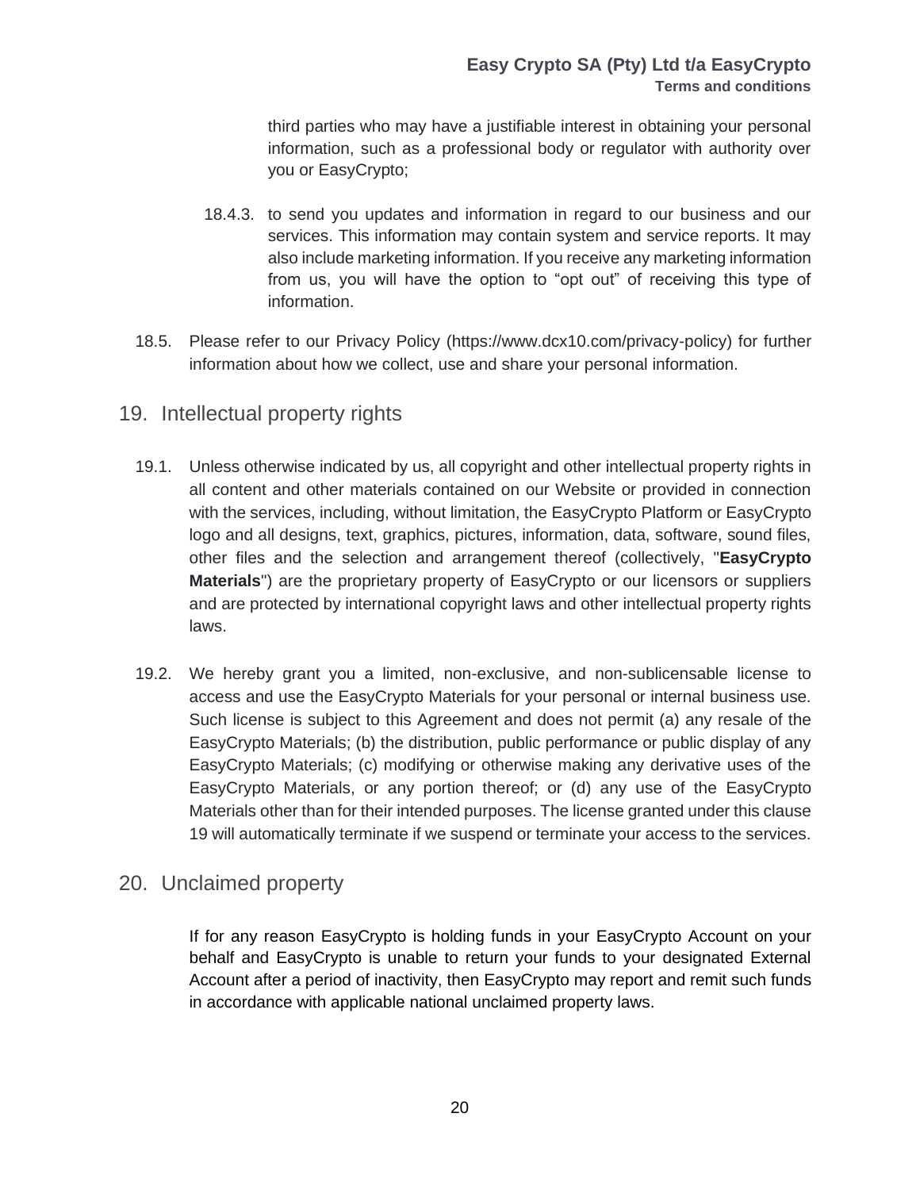third parties who may have a justifiable interest in obtaining your personal information, such as a professional body or regulator with authority over you or EasyCrypto;

18.4.3. to send you updates and information in regard to our business and our services. This information may contain system and service reports. It may also include marketing information. If you receive any marketing information from us, you will have the option to "opt out" of receiving this type of information.

18.5. Please refer to our Privacy Policy (https://www.dcx10.com/privacy-policy) for further information about how we collect, use and share your personal information.

## 19. Intellectual property rights

19.1. Unless otherwise indicated by us, all copyright and other intellectual property rights in all content and other materials contained on our Website or provided in connection with the services, including, without limitation, the EasyCrypto Platform or EasyCrypto logo and all designs, text, graphics, pictures, information, data, software, sound files, other files and the selection and arrangement thereof (collectively, "**EasyCrypto Materials**") are the proprietary property of EasyCrypto or our licensors or suppliers and are protected by international copyright laws and other intellectual property rights laws.

19.2. We hereby grant you a limited, non-exclusive, and non-sublicensable license to access and use the EasyCrypto Materials for your personal or internal business use. Such license is subject to this Agreement and does not permit (a) any resale of the EasyCrypto Materials; (b) the distribution, public performance or public display of any EasyCrypto Materials; (c) modifying or otherwise making any derivative uses of the EasyCrypto Materials, or any portion thereof; or (d) any use of the EasyCrypto Materials other than for their intended purposes. The license granted under this clause 19 will automatically terminate if we suspend or terminate your access to the services.

## 20. Unclaimed property

If for any reason EasyCrypto is holding funds in your EasyCrypto Account on your behalf and EasyCrypto is unable to return your funds to your designated External Account after a period of inactivity, then EasyCrypto may report and remit such funds in accordance with applicable national unclaimed property laws.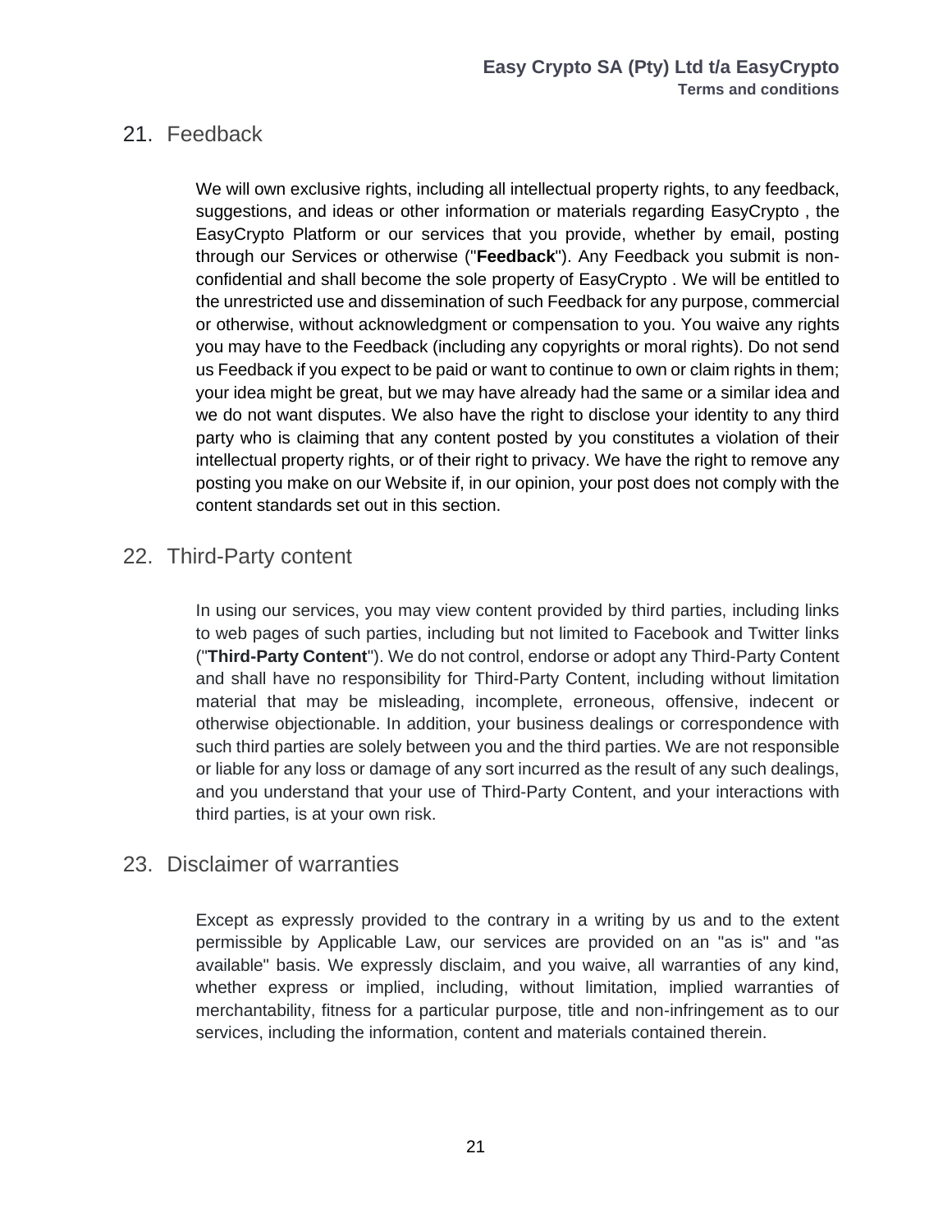## 21. Feedback

We will own exclusive rights, including all intellectual property rights, to any feedback, suggestions, and ideas or other information or materials regarding EasyCrypto , the EasyCrypto Platform or our services that you provide, whether by email, posting through our Services or otherwise ("**Feedback**"). Any Feedback you submit is non-confidential and shall become the sole property of EasyCrypto . We will be entitled to the unrestricted use and dissemination of such Feedback for any purpose, commercial or otherwise, without acknowledgment or compensation to you. You waive any rights you may have to the Feedback (including any copyrights or moral rights). Do not send us Feedback if you expect to be paid or want to continue to own or claim rights in them; your idea might be great, but we may have already had the same or a similar idea and we do not want disputes. We also have the right to disclose your identity to any third party who is claiming that any content posted by you constitutes a violation of their intellectual property rights, or of their right to privacy. We have the right to remove any posting you make on our Website if, in our opinion, your post does not comply with the content standards set out in this section.

## 22. Third-Party content

In using our services, you may view content provided by third parties, including links to web pages of such parties, including but not limited to Facebook and Twitter links ("**Third-Party Content**"). We do not control, endorse or adopt any Third-Party Content and shall have no responsibility for Third-Party Content, including without limitation material that may be misleading, incomplete, erroneous, offensive, indecent or otherwise objectionable. In addition, your business dealings or correspondence with such third parties are solely between you and the third parties. We are not responsible or liable for any loss or damage of any sort incurred as the result of any such dealings, and you understand that your use of Third-Party Content, and your interactions with third parties, is at your own risk.

## 23. Disclaimer of warranties

Except as expressly provided to the contrary in a writing by us and to the extent permissible by Applicable Law, our services are provided on an "as is" and "as available" basis. We expressly disclaim, and you waive, all warranties of any kind, whether express or implied, including, without limitation, implied warranties of merchantability, fitness for a particular purpose, title and non-infringement as to our services, including the information, content and materials contained therein.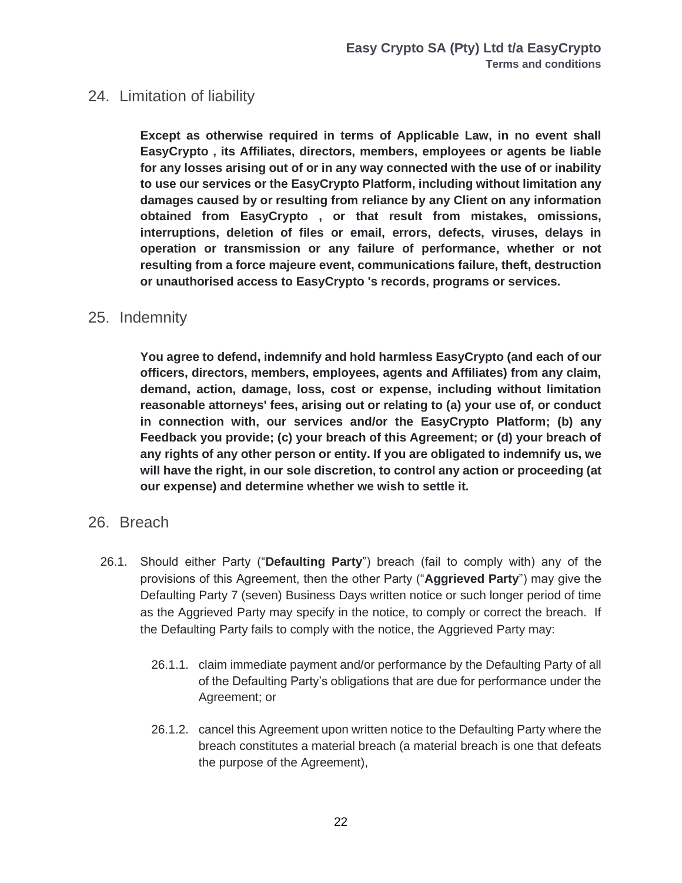## 24. Limitation of liability

**Except as otherwise required in terms of Applicable Law, in no event shall EasyCrypto , its Affiliates, directors, members, employees or agents be liable for any losses arising out of or in any way connected with the use of or inability to use our services or the EasyCrypto Platform, including without limitation any damages caused by or resulting from reliance by any Client on any information obtained from EasyCrypto , or that result from mistakes, omissions, interruptions, deletion of files or email, errors, defects, viruses, delays in operation or transmission or any failure of performance, whether or not resulting from a force majeure event, communications failure, theft, destruction or unauthorised access to EasyCrypto 's records, programs or services.**

## 25. Indemnity

**You agree to defend, indemnify and hold harmless EasyCrypto (and each of our officers, directors, members, employees, agents and Affiliates) from any claim, demand, action, damage, loss, cost or expense, including without limitation reasonable attorneys' fees, arising out or relating to (a) your use of, or conduct in connection with, our services and/or the EasyCrypto Platform; (b) any Feedback you provide; (c) your breach of this Agreement; or (d) your breach of any rights of any other person or entity. If you are obligated to indemnify us, we will have the right, in our sole discretion, to control any action or proceeding (at our expense) and determine whether we wish to settle it.**

## 26. Breach

26.1. Should either Party ("**Defaulting Party**") breach (fail to comply with) any of the provisions of this Agreement, then the other Party ("**Aggrieved Party**") may give the Defaulting Party 7 (seven) Business Days written notice or such longer period of time as the Aggrieved Party may specify in the notice, to comply or correct the breach. If the Defaulting Party fails to comply with the notice, the Aggrieved Party may:

26.1.1. claim immediate payment and/or performance by the Defaulting Party of all of the Defaulting Party's obligations that are due for performance under the Agreement; or

26.1.2. cancel this Agreement upon written notice to the Defaulting Party where the breach constitutes a material breach (a material breach is one that defeats the purpose of the Agreement),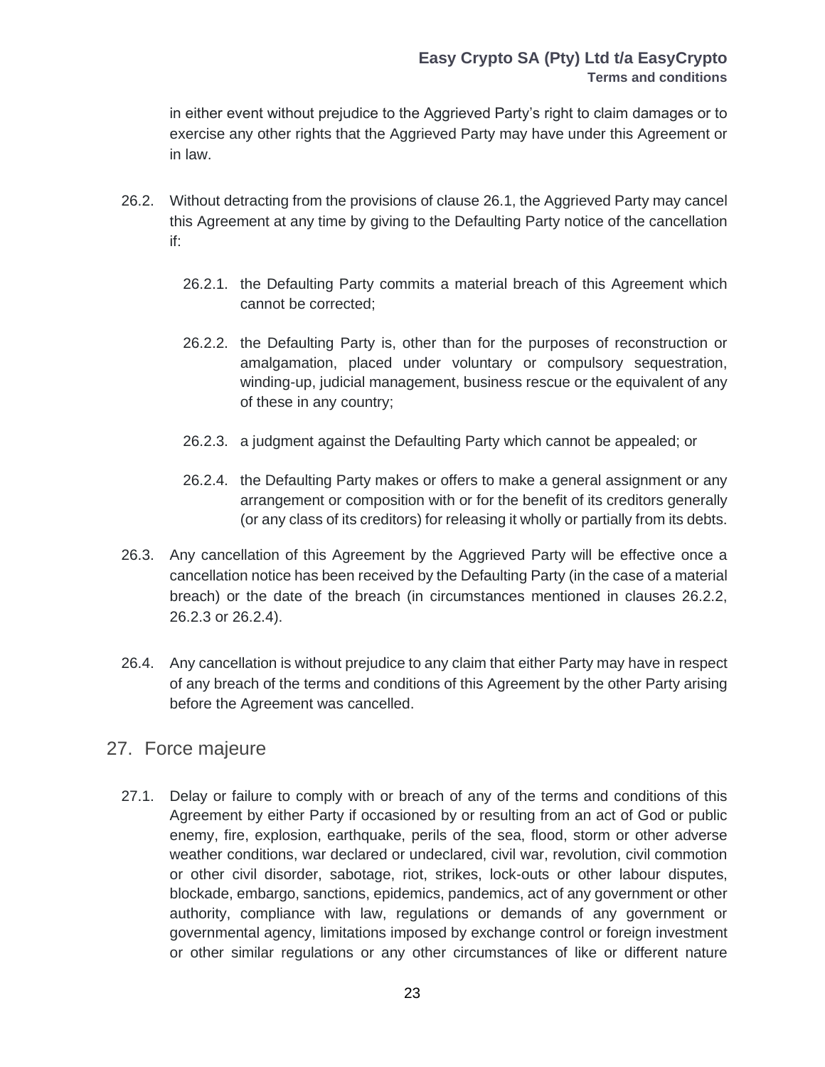in either event without prejudice to the Aggrieved Party's right to claim damages or to exercise any other rights that the Aggrieved Party may have under this Agreement or in law.

26.2. Without detracting from the provisions of clause 26.1, the Aggrieved Party may cancel this Agreement at any time by giving to the Defaulting Party notice of the cancellation if:

26.2.1. the Defaulting Party commits a material breach of this Agreement which cannot be corrected;

26.2.2. the Defaulting Party is, other than for the purposes of reconstruction or amalgamation, placed under voluntary or compulsory sequestration, winding-up, judicial management, business rescue or the equivalent of any of these in any country;

26.2.3. a judgment against the Defaulting Party which cannot be appealed; or

26.2.4. the Defaulting Party makes or offers to make a general assignment or any arrangement or composition with or for the benefit of its creditors generally (or any class of its creditors) for releasing it wholly or partially from its debts.

26.3. Any cancellation of this Agreement by the Aggrieved Party will be effective once a cancellation notice has been received by the Defaulting Party (in the case of a material breach) or the date of the breach (in circumstances mentioned in clauses 26.2.2, 26.2.3 or 26.2.4).

26.4. Any cancellation is without prejudice to any claim that either Party may have in respect of any breach of the terms and conditions of this Agreement by the other Party arising before the Agreement was cancelled.

## 27. Force majeure

27.1. Delay or failure to comply with or breach of any of the terms and conditions of this Agreement by either Party if occasioned by or resulting from an act of God or public enemy, fire, explosion, earthquake, perils of the sea, flood, storm or other adverse weather conditions, war declared or undeclared, civil war, revolution, civil commotion or other civil disorder, sabotage, riot, strikes, lock-outs or other labour disputes, blockade, embargo, sanctions, epidemics, pandemics, act of any government or other authority, compliance with law, regulations or demands of any government or governmental agency, limitations imposed by exchange control or foreign investment or other similar regulations or any other circumstances of like or different nature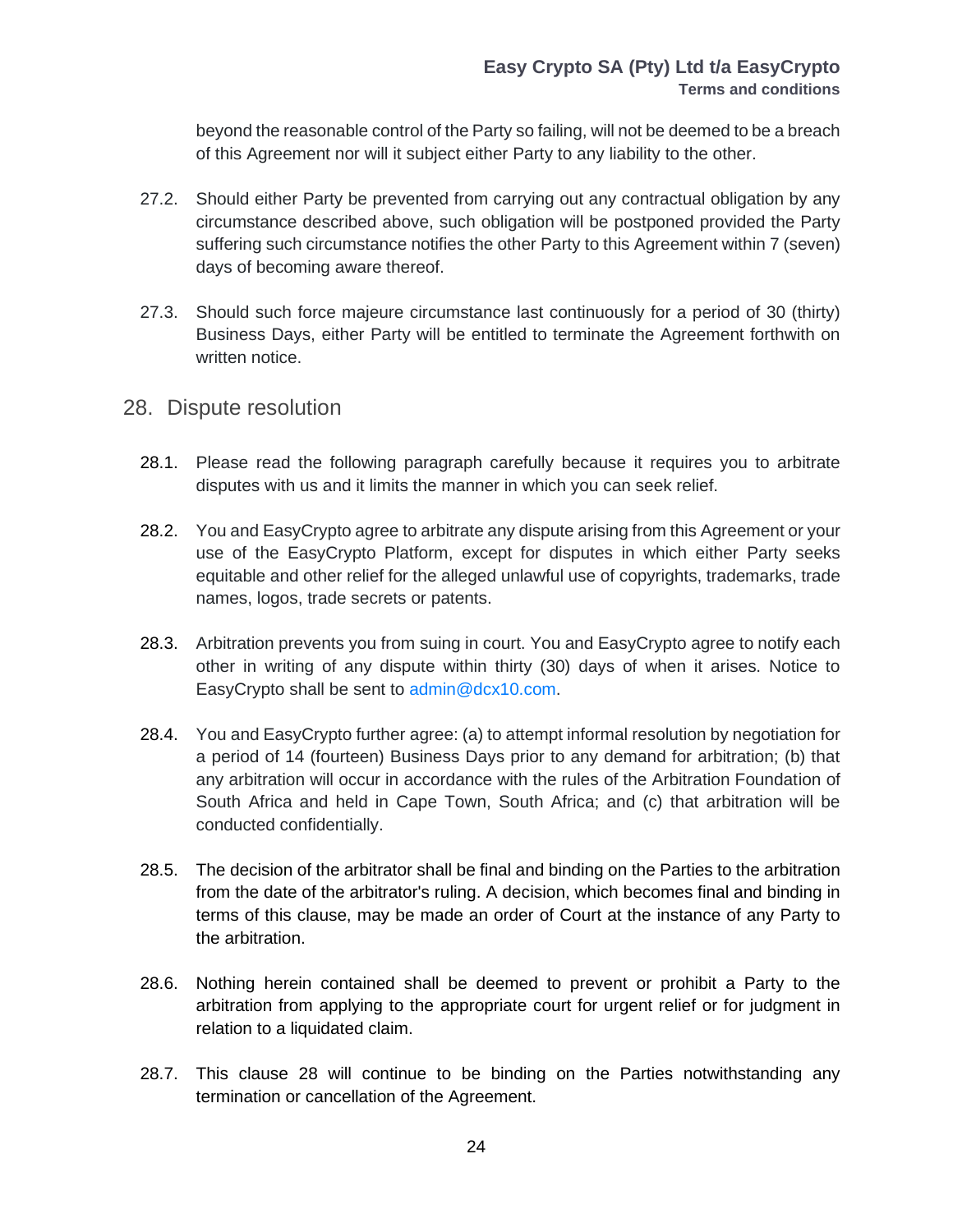beyond the reasonable control of the Party so failing, will not be deemed to be a breach of this Agreement nor will it subject either Party to any liability to the other.

27.2. Should either Party be prevented from carrying out any contractual obligation by any circumstance described above, such obligation will be postponed provided the Party suffering such circumstance notifies the other Party to this Agreement within 7 (seven) days of becoming aware thereof.

27.3. Should such force majeure circumstance last continuously for a period of 30 (thirty) Business Days, either Party will be entitled to terminate the Agreement forthwith on written notice.

## 28. Dispute resolution

28.1. Please read the following paragraph carefully because it requires you to arbitrate disputes with us and it limits the manner in which you can seek relief.

28.2. You and EasyCrypto agree to arbitrate any dispute arising from this Agreement or your use of the EasyCrypto Platform, except for disputes in which either Party seeks equitable and other relief for the alleged unlawful use of copyrights, trademarks, trade names, logos, trade secrets or patents.

28.3. Arbitration prevents you from suing in court. You and EasyCrypto agree to notify each other in writing of any dispute within thirty (30) days of when it arises. Notice to EasyCrypto shall be sent to admin@dcx10.com.

28.4. You and EasyCrypto further agree: (a) to attempt informal resolution by negotiation for a period of 14 (fourteen) Business Days prior to any demand for arbitration; (b) that any arbitration will occur in accordance with the rules of the Arbitration Foundation of South Africa and held in Cape Town, South Africa; and (c) that arbitration will be conducted confidentially.

28.5. The decision of the arbitrator shall be final and binding on the Parties to the arbitration from the date of the arbitrator's ruling. A decision, which becomes final and binding in terms of this clause, may be made an order of Court at the instance of any Party to the arbitration.

28.6. Nothing herein contained shall be deemed to prevent or prohibit a Party to the arbitration from applying to the appropriate court for urgent relief or for judgment in relation to a liquidated claim.

28.7. This clause 28 will continue to be binding on the Parties notwithstanding any termination or cancellation of the Agreement.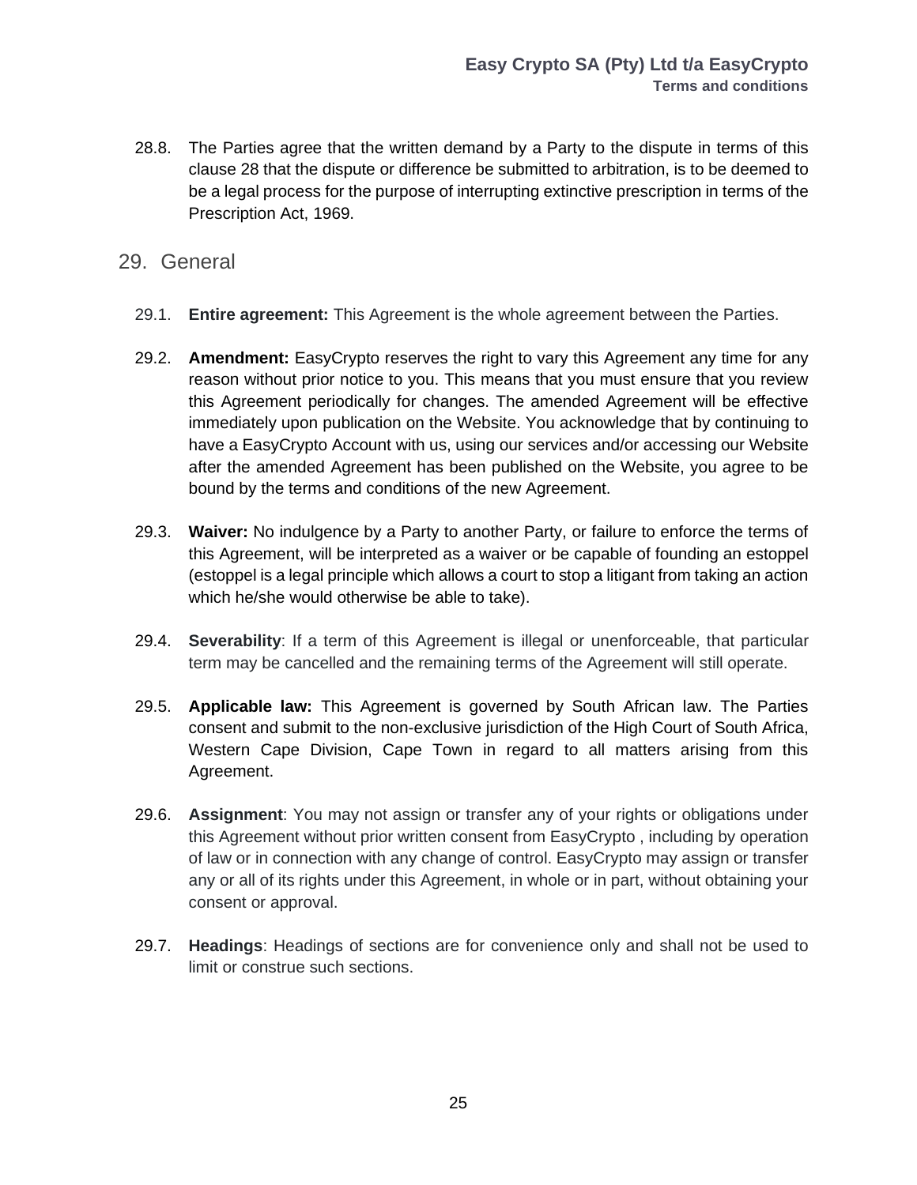28.8. The Parties agree that the written demand by a Party to the dispute in terms of this clause 28 that the dispute or difference be submitted to arbitration, is to be deemed to be a legal process for the purpose of interrupting extinctive prescription in terms of the Prescription Act, 1969.

## 29. General

29.1. **Entire agreement:** This Agreement is the whole agreement between the Parties.

29.2. **Amendment:** EasyCrypto reserves the right to vary this Agreement any time for any reason without prior notice to you. This means that you must ensure that you review this Agreement periodically for changes. The amended Agreement will be effective immediately upon publication on the Website. You acknowledge that by continuing to have a EasyCrypto Account with us, using our services and/or accessing our Website after the amended Agreement has been published on the Website, you agree to be bound by the terms and conditions of the new Agreement.

29.3. **Waiver:** No indulgence by a Party to another Party, or failure to enforce the terms of this Agreement, will be interpreted as a waiver or be capable of founding an estoppel (estoppel is a legal principle which allows a court to stop a litigant from taking an action which he/she would otherwise be able to take).

29.4. **Severability**: If a term of this Agreement is illegal or unenforceable, that particular term may be cancelled and the remaining terms of the Agreement will still operate.

29.5. **Applicable law:** This Agreement is governed by South African law. The Parties consent and submit to the non-exclusive jurisdiction of the High Court of South Africa, Western Cape Division, Cape Town in regard to all matters arising from this Agreement.

29.6. **Assignment**: You may not assign or transfer any of your rights or obligations under this Agreement without prior written consent from EasyCrypto , including by operation of law or in connection with any change of control. EasyCrypto may assign or transfer any or all of its rights under this Agreement, in whole or in part, without obtaining your consent or approval.

29.7. **Headings**: Headings of sections are for convenience only and shall not be used to limit or construe such sections.